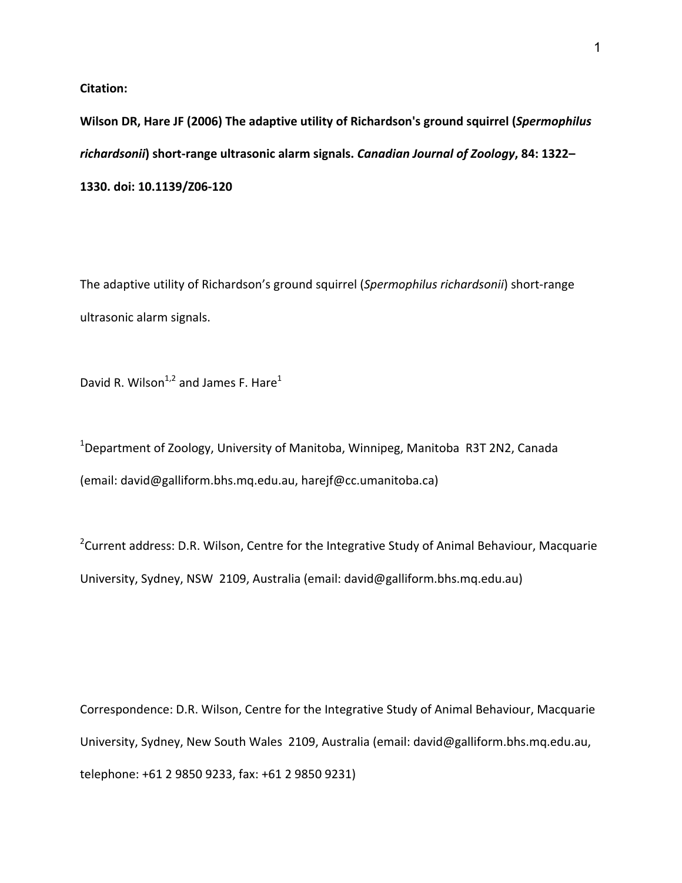**Citation:**

**Wilson DR, Hare JF (2006) The adaptive utility of Richardson's ground squirrel (*Spermophilus richardsonii*) short-range ultrasonic alarm signals. *Canadian Journal of Zoology*, 84: 1322–1330. doi: 10.1139/Z06-120**

The adaptive utility of Richardson's ground squirrel (*Spermophilus richardsonii*) short-range ultrasonic alarm signals.

David R. Wilson[1,2] and James F. Hare[1]

[1]Department of Zoology, University of Manitoba, Winnipeg, Manitoba R3T 2N2, Canada (email: david@galliform.bhs.mq.edu.au, harejf@cc.umanitoba.ca)

[2]Current address: D.R. Wilson, Centre for the Integrative Study of Animal Behaviour, Macquarie University, Sydney, NSW 2109, Australia (email: david@galliform.bhs.mq.edu.au)

Correspondence: D.R. Wilson, Centre for the Integrative Study of Animal Behaviour, Macquarie University, Sydney, New South Wales 2109, Australia (email: david@galliform.bhs.mq.edu.au, telephone: +61 2 9850 9233, fax: +61 2 9850 9231)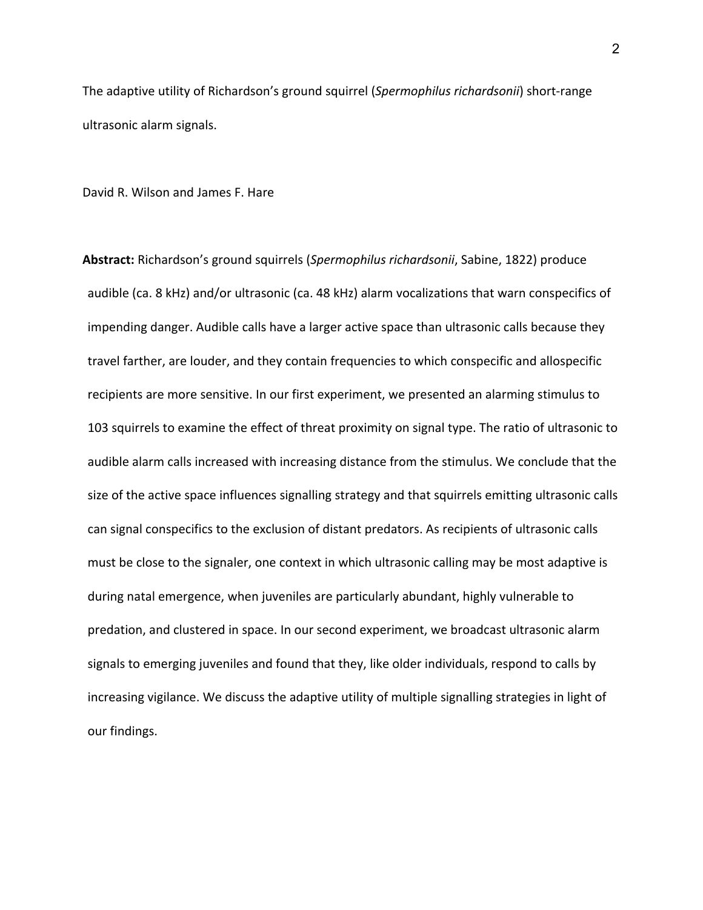The adaptive utility of Richardson's ground squirrel (*Spermophilus richardsonii*) short-range ultrasonic alarm signals.

David R. Wilson and James F. Hare

**Abstract:** Richardson's ground squirrels (*Spermophilus richardsonii*, Sabine, 1822) produce audible (ca. 8 kHz) and/or ultrasonic (ca. 48 kHz) alarm vocalizations that warn conspecifics of impending danger. Audible calls have a larger active space than ultrasonic calls because they travel farther, are louder, and they contain frequencies to which conspecific and allospecific recipients are more sensitive. In our first experiment, we presented an alarming stimulus to 103 squirrels to examine the effect of threat proximity on signal type. The ratio of ultrasonic to audible alarm calls increased with increasing distance from the stimulus. We conclude that the size of the active space influences signalling strategy and that squirrels emitting ultrasonic calls can signal conspecifics to the exclusion of distant predators. As recipients of ultrasonic calls must be close to the signaler, one context in which ultrasonic calling may be most adaptive is during natal emergence, when juveniles are particularly abundant, highly vulnerable to predation, and clustered in space. In our second experiment, we broadcast ultrasonic alarm signals to emerging juveniles and found that they, like older individuals, respond to calls by increasing vigilance. We discuss the adaptive utility of multiple signalling strategies in light of our findings.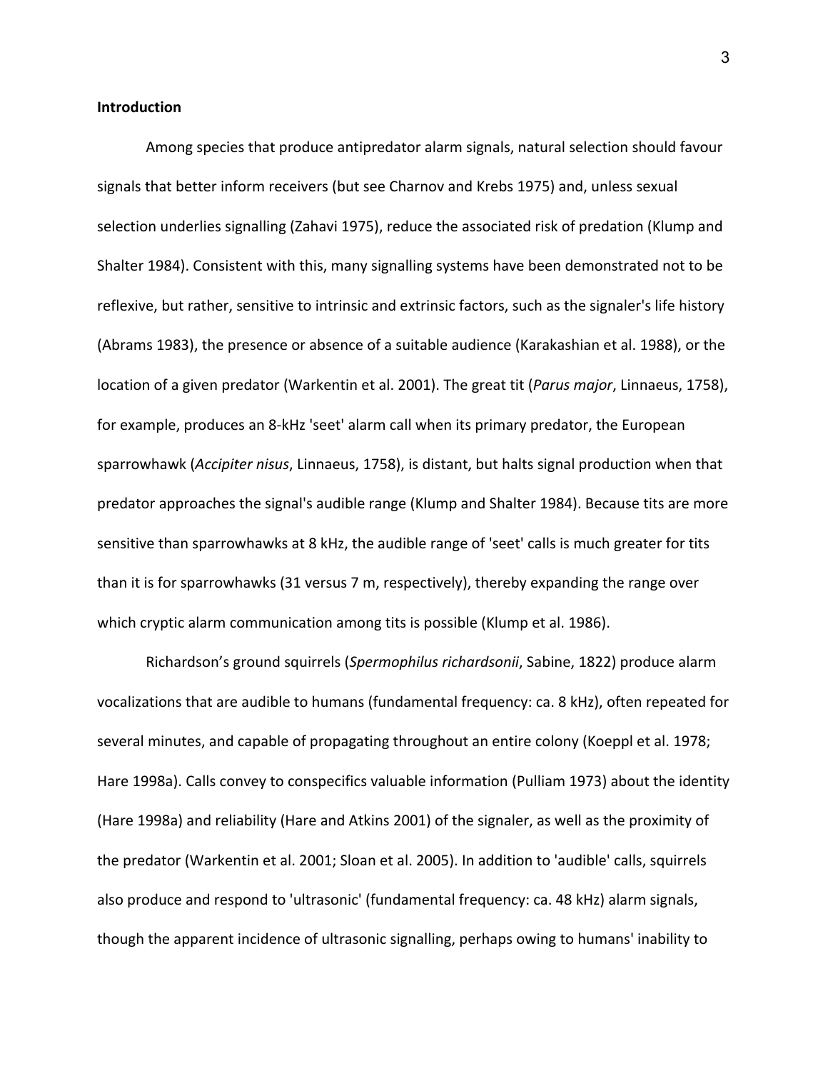**Introduction**

Among species that produce antipredator alarm signals, natural selection should favour signals that better inform receivers (but see Charnov and Krebs 1975) and, unless sexual selection underlies signalling (Zahavi 1975), reduce the associated risk of predation (Klump and Shalter 1984). Consistent with this, many signalling systems have been demonstrated not to be reflexive, but rather, sensitive to intrinsic and extrinsic factors, such as the signaler's life history (Abrams 1983), the presence or absence of a suitable audience (Karakashian et al. 1988), or the location of a given predator (Warkentin et al. 2001). The great tit (*Parus major*, Linnaeus, 1758), for example, produces an 8-kHz 'seet' alarm call when its primary predator, the European sparrowhawk (*Accipiter nisus*, Linnaeus, 1758), is distant, but halts signal production when that predator approaches the signal's audible range (Klump and Shalter 1984). Because tits are more sensitive than sparrowhawks at 8 kHz, the audible range of 'seet' calls is much greater for tits than it is for sparrowhawks (31 versus 7 m, respectively), thereby expanding the range over which cryptic alarm communication among tits is possible (Klump et al. 1986).

Richardson's ground squirrels (*Spermophilus richardsonii*, Sabine, 1822) produce alarm vocalizations that are audible to humans (fundamental frequency: ca. 8 kHz), often repeated for several minutes, and capable of propagating throughout an entire colony (Koeppl et al. 1978; Hare 1998a). Calls convey to conspecifics valuable information (Pulliam 1973) about the identity (Hare 1998a) and reliability (Hare and Atkins 2001) of the signaler, as well as the proximity of the predator (Warkentin et al. 2001; Sloan et al. 2005). In addition to 'audible' calls, squirrels also produce and respond to 'ultrasonic' (fundamental frequency: ca. 48 kHz) alarm signals, though the apparent incidence of ultrasonic signalling, perhaps owing to humans' inability to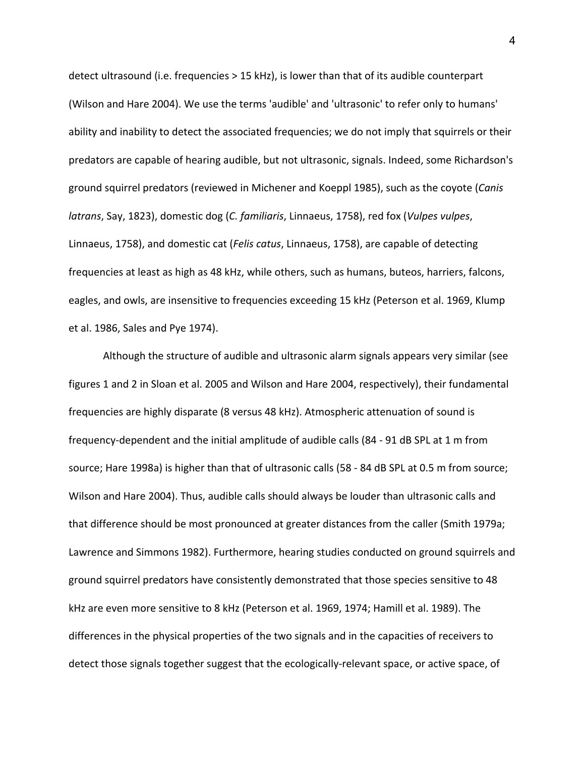detect ultrasound (i.e. frequencies > 15 kHz), is lower than that of its audible counterpart (Wilson and Hare 2004). We use the terms 'audible' and 'ultrasonic' to refer only to humans' ability and inability to detect the associated frequencies; we do not imply that squirrels or their predators are capable of hearing audible, but not ultrasonic, signals. Indeed, some Richardson's ground squirrel predators (reviewed in Michener and Koeppl 1985), such as the coyote (*Canis latrans*, Say, 1823), domestic dog (*C. familiaris*, Linnaeus, 1758), red fox (*Vulpes vulpes*, Linnaeus, 1758), and domestic cat (*Felis catus*, Linnaeus, 1758), are capable of detecting frequencies at least as high as 48 kHz, while others, such as humans, buteos, harriers, falcons, eagles, and owls, are insensitive to frequencies exceeding 15 kHz (Peterson et al. 1969, Klump et al. 1986, Sales and Pye 1974).

Although the structure of audible and ultrasonic alarm signals appears very similar (see figures 1 and 2 in Sloan et al. 2005 and Wilson and Hare 2004, respectively), their fundamental frequencies are highly disparate (8 versus 48 kHz). Atmospheric attenuation of sound is frequency-dependent and the initial amplitude of audible calls (84 - 91 dB SPL at 1 m from source; Hare 1998a) is higher than that of ultrasonic calls (58 - 84 dB SPL at 0.5 m from source; Wilson and Hare 2004). Thus, audible calls should always be louder than ultrasonic calls and that difference should be most pronounced at greater distances from the caller (Smith 1979a; Lawrence and Simmons 1982). Furthermore, hearing studies conducted on ground squirrels and ground squirrel predators have consistently demonstrated that those species sensitive to 48 kHz are even more sensitive to 8 kHz (Peterson et al. 1969, 1974; Hamill et al. 1989). The differences in the physical properties of the two signals and in the capacities of receivers to detect those signals together suggest that the ecologically-relevant space, or active space, of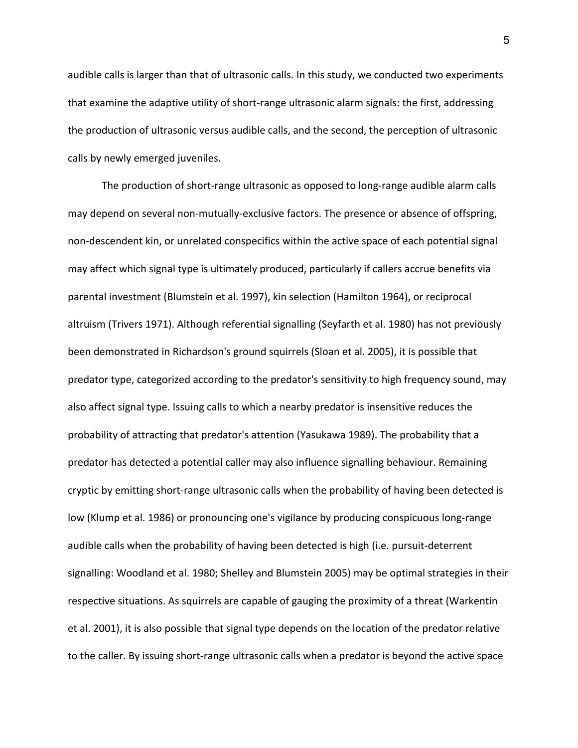audible calls is larger than that of ultrasonic calls. In this study, we conducted two experiments that examine the adaptive utility of short-range ultrasonic alarm signals: the first, addressing the production of ultrasonic versus audible calls, and the second, the perception of ultrasonic calls by newly emerged juveniles.

The production of short-range ultrasonic as opposed to long-range audible alarm calls may depend on several non-mutually-exclusive factors. The presence or absence of offspring, non-descendent kin, or unrelated conspecifics within the active space of each potential signal may affect which signal type is ultimately produced, particularly if callers accrue benefits via parental investment (Blumstein et al. 1997), kin selection (Hamilton 1964), or reciprocal altruism (Trivers 1971). Although referential signalling (Seyfarth et al. 1980) has not previously been demonstrated in Richardson's ground squirrels (Sloan et al. 2005), it is possible that predator type, categorized according to the predator's sensitivity to high frequency sound, may also affect signal type. Issuing calls to which a nearby predator is insensitive reduces the probability of attracting that predator's attention (Yasukawa 1989). The probability that a predator has detected a potential caller may also influence signalling behaviour. Remaining cryptic by emitting short-range ultrasonic calls when the probability of having been detected is low (Klump et al. 1986) or pronouncing one's vigilance by producing conspicuous long-range audible calls when the probability of having been detected is high (i.e. pursuit-deterrent signalling: Woodland et al. 1980; Shelley and Blumstein 2005) may be optimal strategies in their respective situations. As squirrels are capable of gauging the proximity of a threat (Warkentin et al. 2001), it is also possible that signal type depends on the location of the predator relative to the caller. By issuing short-range ultrasonic calls when a predator is beyond the active space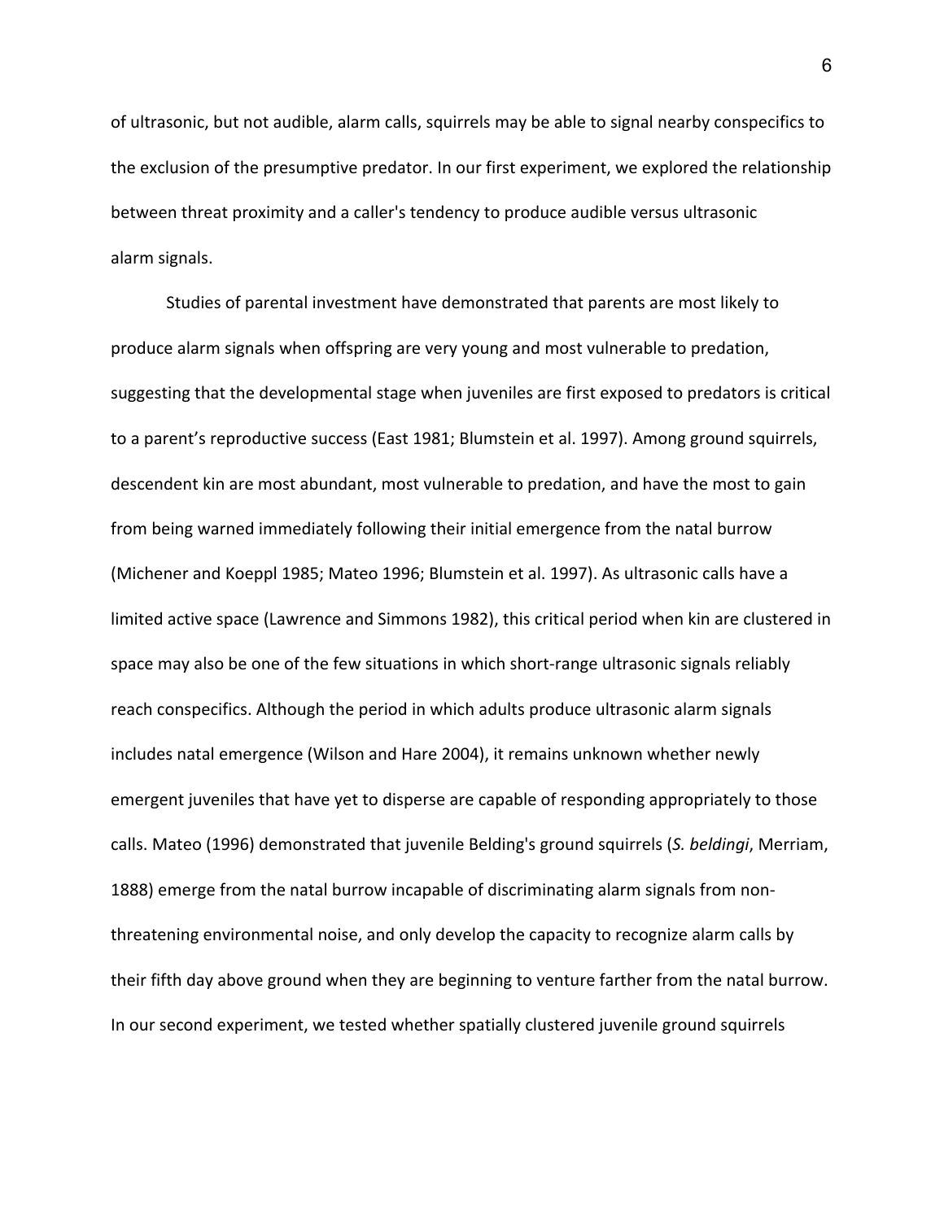of ultrasonic, but not audible, alarm calls, squirrels may be able to signal nearby conspecifics to the exclusion of the presumptive predator. In our first experiment, we explored the relationship between threat proximity and a caller's tendency to produce audible versus ultrasonic alarm signals.

Studies of parental investment have demonstrated that parents are most likely to produce alarm signals when offspring are very young and most vulnerable to predation, suggesting that the developmental stage when juveniles are first exposed to predators is critical to a parent's reproductive success (East 1981; Blumstein et al. 1997). Among ground squirrels, descendent kin are most abundant, most vulnerable to predation, and have the most to gain from being warned immediately following their initial emergence from the natal burrow (Michener and Koeppl 1985; Mateo 1996; Blumstein et al. 1997). As ultrasonic calls have a limited active space (Lawrence and Simmons 1982), this critical period when kin are clustered in space may also be one of the few situations in which short-range ultrasonic signals reliably reach conspecifics. Although the period in which adults produce ultrasonic alarm signals includes natal emergence (Wilson and Hare 2004), it remains unknown whether newly emergent juveniles that have yet to disperse are capable of responding appropriately to those calls. Mateo (1996) demonstrated that juvenile Belding's ground squirrels (*S. beldingi*, Merriam, 1888) emerge from the natal burrow incapable of discriminating alarm signals from non-threatening environmental noise, and only develop the capacity to recognize alarm calls by their fifth day above ground when they are beginning to venture farther from the natal burrow. In our second experiment, we tested whether spatially clustered juvenile ground squirrels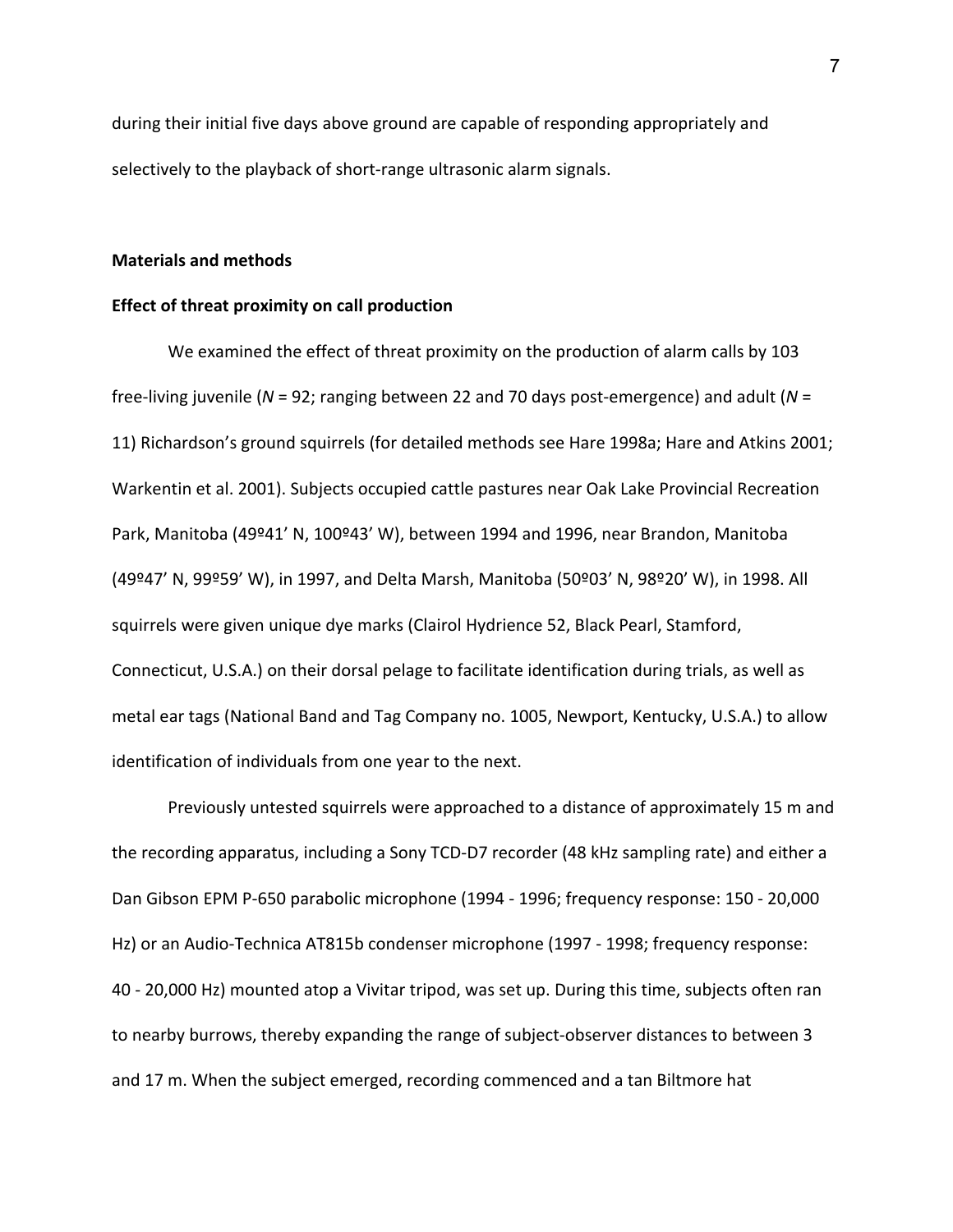during their initial five days above ground are capable of responding appropriately and selectively to the playback of short-range ultrasonic alarm signals.

## Materials and methods

### Effect of threat proximity on call production

We examined the effect of threat proximity on the production of alarm calls by 103 free-living juvenile (*N* = 92; ranging between 22 and 70 days post-emergence) and adult (*N* = 11) Richardson's ground squirrels (for detailed methods see Hare 1998a; Hare and Atkins 2001; Warkentin et al. 2001). Subjects occupied cattle pastures near Oak Lake Provincial Recreation Park, Manitoba (49º41' N, 100º43' W), between 1994 and 1996, near Brandon, Manitoba (49º47' N, 99º59' W), in 1997, and Delta Marsh, Manitoba (50º03' N, 98º20' W), in 1998. All squirrels were given unique dye marks (Clairol Hydrience 52, Black Pearl, Stamford, Connecticut, U.S.A.) on their dorsal pelage to facilitate identification during trials, as well as metal ear tags (National Band and Tag Company no. 1005, Newport, Kentucky, U.S.A.) to allow identification of individuals from one year to the next.

Previously untested squirrels were approached to a distance of approximately 15 m and the recording apparatus, including a Sony TCD-D7 recorder (48 kHz sampling rate) and either a Dan Gibson EPM P-650 parabolic microphone (1994 - 1996; frequency response: 150 - 20,000 Hz) or an Audio-Technica AT815b condenser microphone (1997 - 1998; frequency response: 40 - 20,000 Hz) mounted atop a Vivitar tripod, was set up. During this time, subjects often ran to nearby burrows, thereby expanding the range of subject-observer distances to between 3 and 17 m. When the subject emerged, recording commenced and a tan Biltmore hat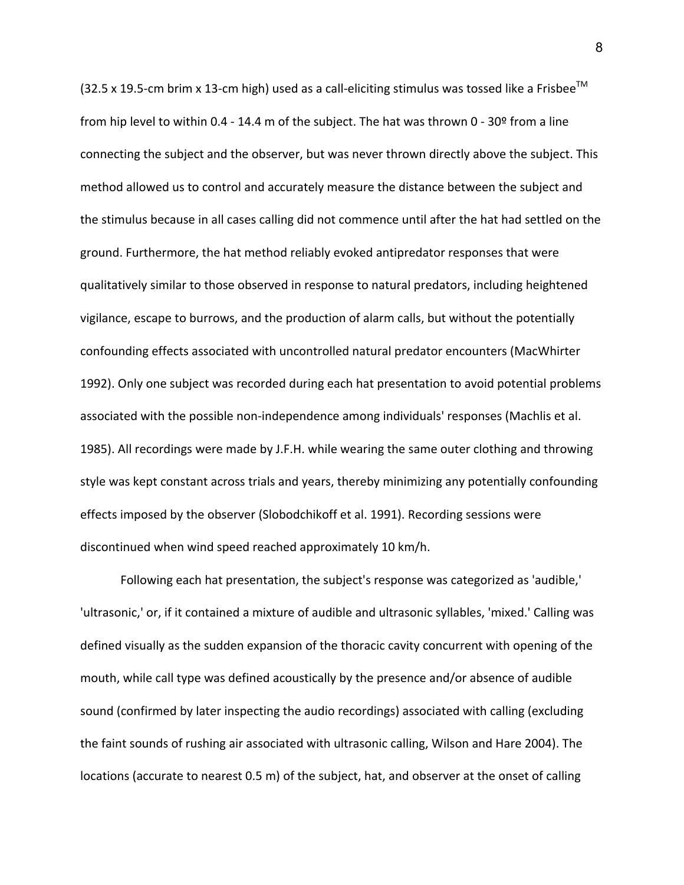(32.5 x 19.5-cm brim x 13-cm high) used as a call-eliciting stimulus was tossed like a Frisbee™ from hip level to within 0.4 - 14.4 m of the subject. The hat was thrown 0 - 30º from a line connecting the subject and the observer, but was never thrown directly above the subject. This method allowed us to control and accurately measure the distance between the subject and the stimulus because in all cases calling did not commence until after the hat had settled on the ground. Furthermore, the hat method reliably evoked antipredator responses that were qualitatively similar to those observed in response to natural predators, including heightened vigilance, escape to burrows, and the production of alarm calls, but without the potentially confounding effects associated with uncontrolled natural predator encounters (MacWhirter 1992). Only one subject was recorded during each hat presentation to avoid potential problems associated with the possible non-independence among individuals' responses (Machlis et al. 1985). All recordings were made by J.F.H. while wearing the same outer clothing and throwing style was kept constant across trials and years, thereby minimizing any potentially confounding effects imposed by the observer (Slobodchikoff et al. 1991). Recording sessions were discontinued when wind speed reached approximately 10 km/h.

Following each hat presentation, the subject's response was categorized as 'audible,' 'ultrasonic,' or, if it contained a mixture of audible and ultrasonic syllables, 'mixed.' Calling was defined visually as the sudden expansion of the thoracic cavity concurrent with opening of the mouth, while call type was defined acoustically by the presence and/or absence of audible sound (confirmed by later inspecting the audio recordings) associated with calling (excluding the faint sounds of rushing air associated with ultrasonic calling, Wilson and Hare 2004). The locations (accurate to nearest 0.5 m) of the subject, hat, and observer at the onset of calling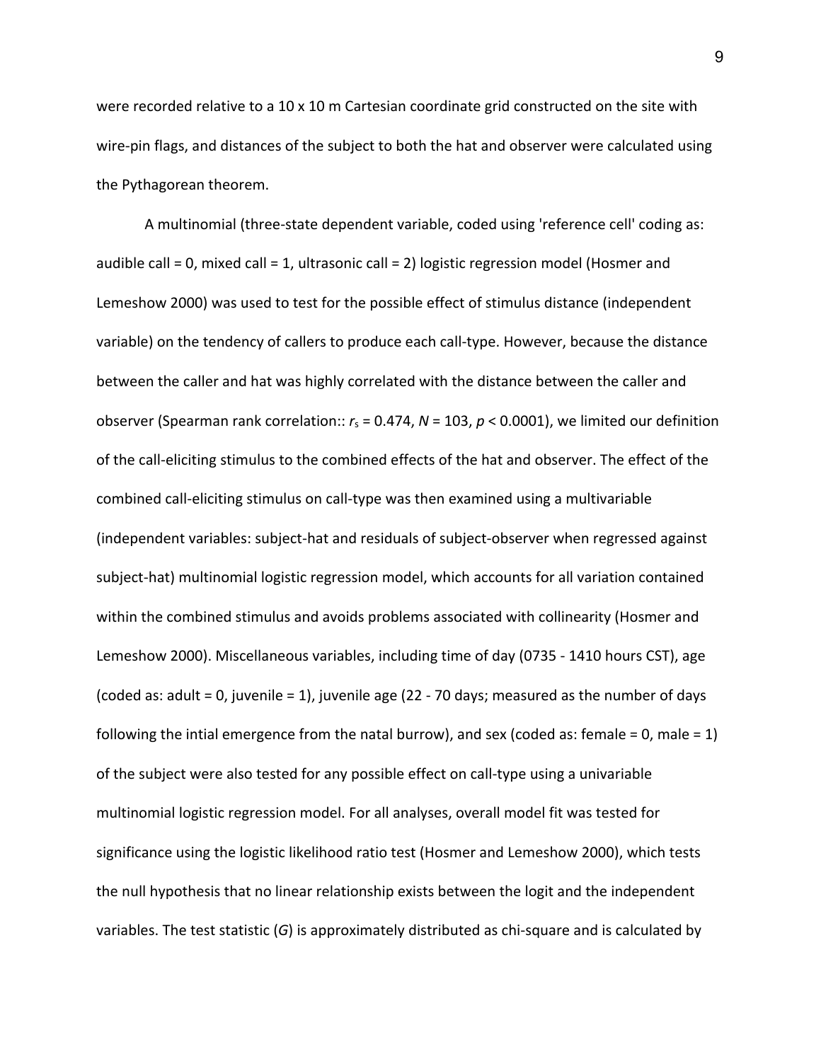were recorded relative to a 10 x 10 m Cartesian coordinate grid constructed on the site with wire-pin flags, and distances of the subject to both the hat and observer were calculated using the Pythagorean theorem.

A multinomial (three-state dependent variable, coded using 'reference cell' coding as: audible call = 0, mixed call = 1, ultrasonic call = 2) logistic regression model (Hosmer and Lemeshow 2000) was used to test for the possible effect of stimulus distance (independent variable) on the tendency of callers to produce each call-type. However, because the distance between the caller and hat was highly correlated with the distance between the caller and observer (Spearman rank correlation:: $r_s = 0.474$, $N = 103$, $p < 0.0001$), we limited our definition of the call-eliciting stimulus to the combined effects of the hat and observer. The effect of the combined call-eliciting stimulus on call-type was then examined using a multivariable (independent variables: subject-hat and residuals of subject-observer when regressed against subject-hat) multinomial logistic regression model, which accounts for all variation contained within the combined stimulus and avoids problems associated with collinearity (Hosmer and Lemeshow 2000). Miscellaneous variables, including time of day (0735 - 1410 hours CST), age (coded as: adult = 0, juvenile = 1), juvenile age (22 - 70 days; measured as the number of days following the intial emergence from the natal burrow), and sex (coded as: female = 0, male = 1) of the subject were also tested for any possible effect on call-type using a univariable multinomial logistic regression model. For all analyses, overall model fit was tested for significance using the logistic likelihood ratio test (Hosmer and Lemeshow 2000), which tests the null hypothesis that no linear relationship exists between the logit and the independent variables. The test statistic ($G$) is approximately distributed as chi-square and is calculated by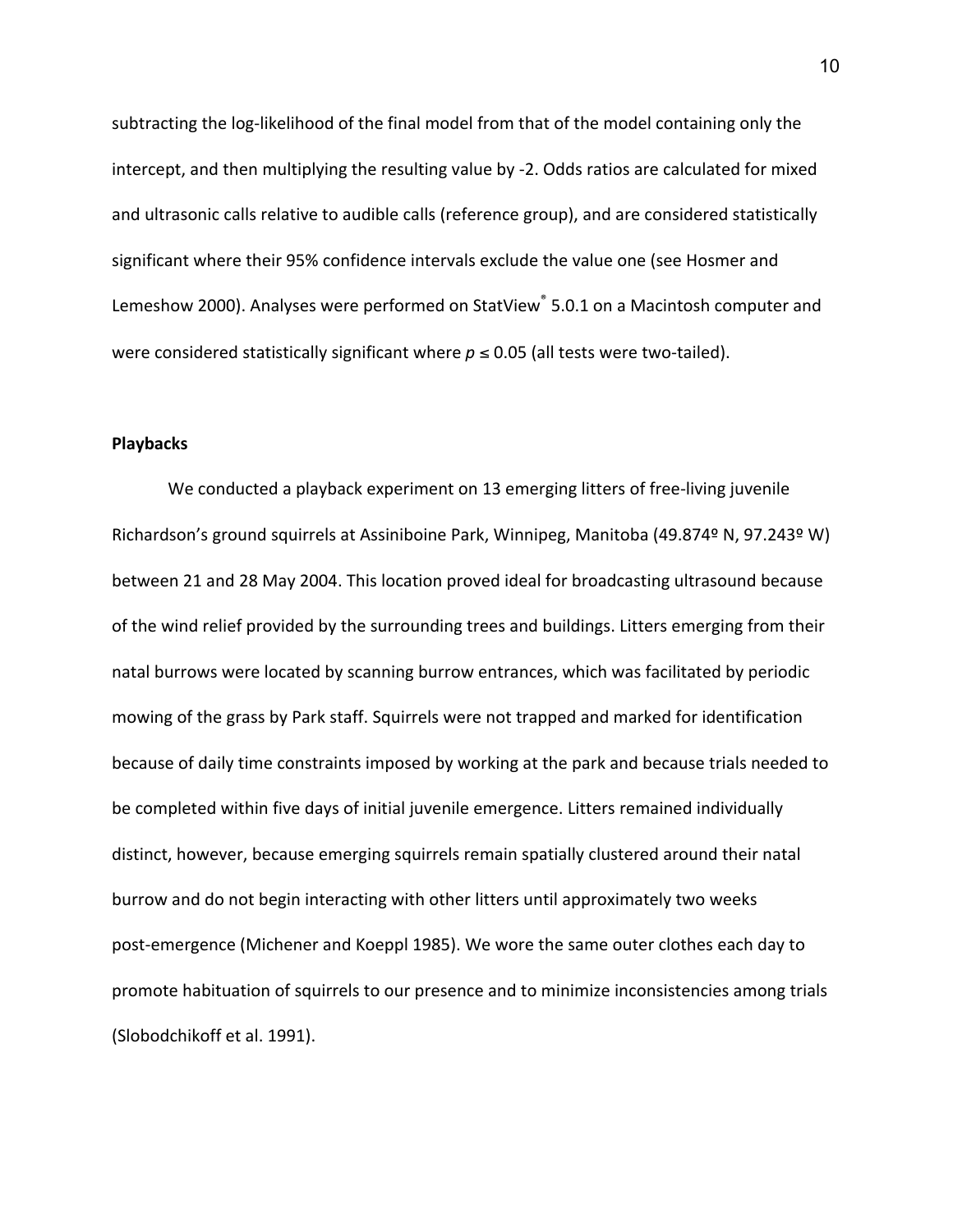subtracting the log-likelihood of the final model from that of the model containing only the intercept, and then multiplying the resulting value by -2. Odds ratios are calculated for mixed and ultrasonic calls relative to audible calls (reference group), and are considered statistically significant where their 95% confidence intervals exclude the value one (see Hosmer and Lemeshow 2000). Analyses were performed on StatView® 5.0.1 on a Macintosh computer and were considered statistically significant where $p \leq 0.05$ (all tests were two-tailed).

**Playbacks**

We conducted a playback experiment on 13 emerging litters of free-living juvenile Richardson's ground squirrels at Assiniboine Park, Winnipeg, Manitoba (49.874º N, 97.243º W) between 21 and 28 May 2004. This location proved ideal for broadcasting ultrasound because of the wind relief provided by the surrounding trees and buildings. Litters emerging from their natal burrows were located by scanning burrow entrances, which was facilitated by periodic mowing of the grass by Park staff. Squirrels were not trapped and marked for identification because of daily time constraints imposed by working at the park and because trials needed to be completed within five days of initial juvenile emergence. Litters remained individually distinct, however, because emerging squirrels remain spatially clustered around their natal burrow and do not begin interacting with other litters until approximately two weeks post-emergence (Michener and Koeppl 1985). We wore the same outer clothes each day to promote habituation of squirrels to our presence and to minimize inconsistencies among trials (Slobodchikoff et al. 1991).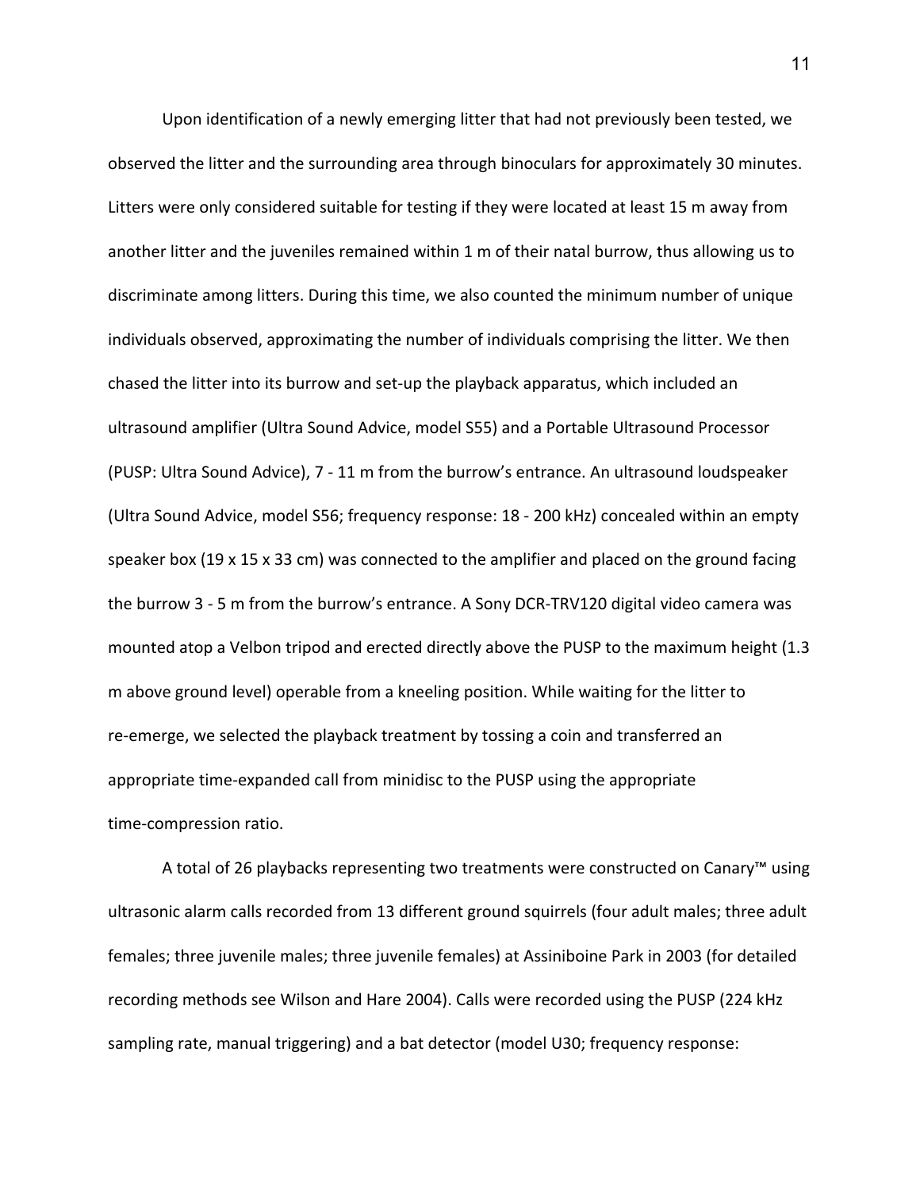Upon identification of a newly emerging litter that had not previously been tested, we observed the litter and the surrounding area through binoculars for approximately 30 minutes. Litters were only considered suitable for testing if they were located at least 15 m away from another litter and the juveniles remained within 1 m of their natal burrow, thus allowing us to discriminate among litters. During this time, we also counted the minimum number of unique individuals observed, approximating the number of individuals comprising the litter. We then chased the litter into its burrow and set-up the playback apparatus, which included an ultrasound amplifier (Ultra Sound Advice, model S55) and a Portable Ultrasound Processor (PUSP: Ultra Sound Advice), 7 - 11 m from the burrow's entrance. An ultrasound loudspeaker (Ultra Sound Advice, model S56; frequency response: 18 - 200 kHz) concealed within an empty speaker box (19 x 15 x 33 cm) was connected to the amplifier and placed on the ground facing the burrow 3 - 5 m from the burrow's entrance. A Sony DCR-TRV120 digital video camera was mounted atop a Velbon tripod and erected directly above the PUSP to the maximum height (1.3 m above ground level) operable from a kneeling position. While waiting for the litter to re-emerge, we selected the playback treatment by tossing a coin and transferred an appropriate time-expanded call from minidisc to the PUSP using the appropriate time-compression ratio.

A total of 26 playbacks representing two treatments were constructed on Canary™ using ultrasonic alarm calls recorded from 13 different ground squirrels (four adult males; three adult females; three juvenile males; three juvenile females) at Assiniboine Park in 2003 (for detailed recording methods see Wilson and Hare 2004). Calls were recorded using the PUSP (224 kHz sampling rate, manual triggering) and a bat detector (model U30; frequency response: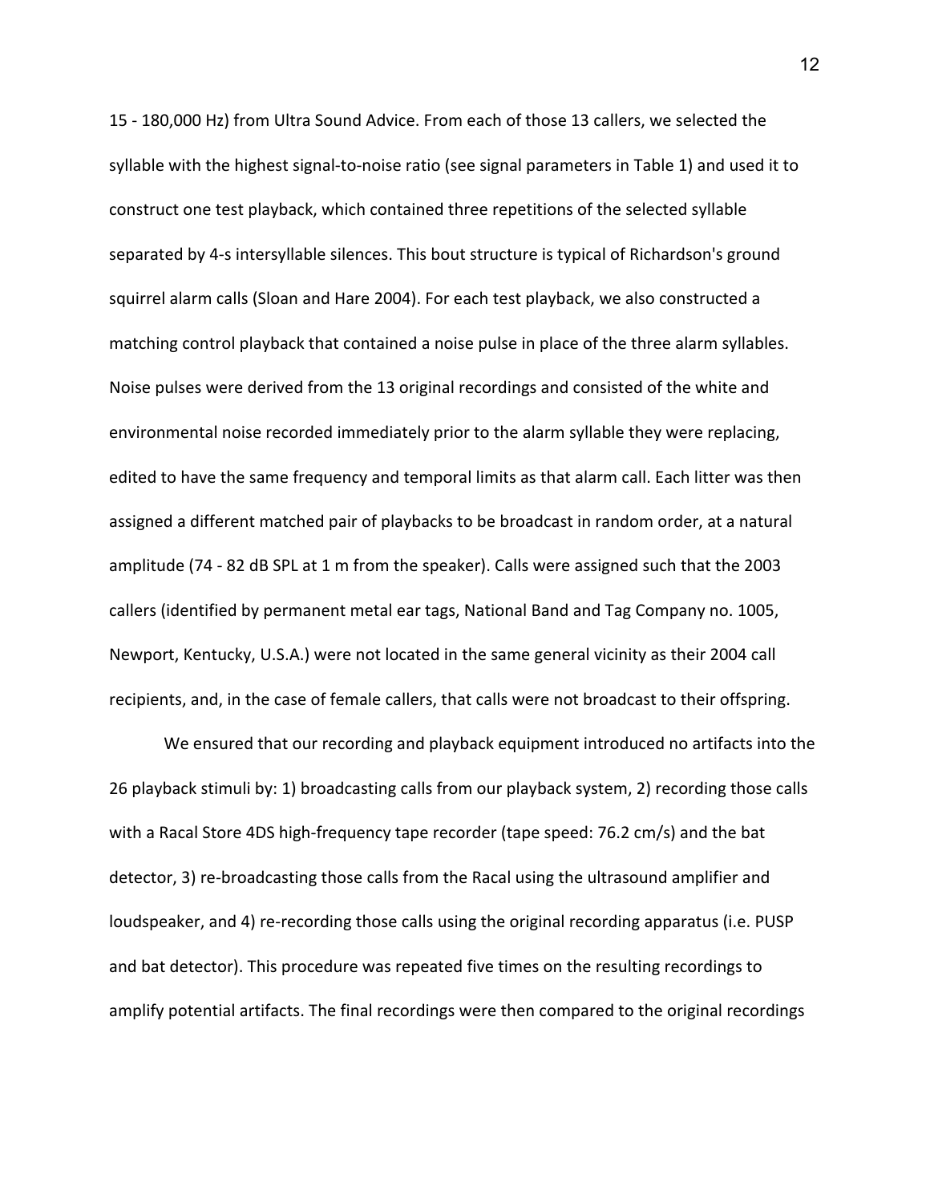15 - 180,000 Hz) from Ultra Sound Advice. From each of those 13 callers, we selected the syllable with the highest signal-to-noise ratio (see signal parameters in Table 1) and used it to construct one test playback, which contained three repetitions of the selected syllable separated by 4-s intersyllable silences. This bout structure is typical of Richardson's ground squirrel alarm calls (Sloan and Hare 2004). For each test playback, we also constructed a matching control playback that contained a noise pulse in place of the three alarm syllables. Noise pulses were derived from the 13 original recordings and consisted of the white and environmental noise recorded immediately prior to the alarm syllable they were replacing, edited to have the same frequency and temporal limits as that alarm call. Each litter was then assigned a different matched pair of playbacks to be broadcast in random order, at a natural amplitude (74 - 82 dB SPL at 1 m from the speaker). Calls were assigned such that the 2003 callers (identified by permanent metal ear tags, National Band and Tag Company no. 1005, Newport, Kentucky, U.S.A.) were not located in the same general vicinity as their 2004 call recipients, and, in the case of female callers, that calls were not broadcast to their offspring.

We ensured that our recording and playback equipment introduced no artifacts into the 26 playback stimuli by: 1) broadcasting calls from our playback system, 2) recording those calls with a Racal Store 4DS high-frequency tape recorder (tape speed: 76.2 cm/s) and the bat detector, 3) re-broadcasting those calls from the Racal using the ultrasound amplifier and loudspeaker, and 4) re-recording those calls using the original recording apparatus (i.e. PUSP and bat detector). This procedure was repeated five times on the resulting recordings to amplify potential artifacts. The final recordings were then compared to the original recordings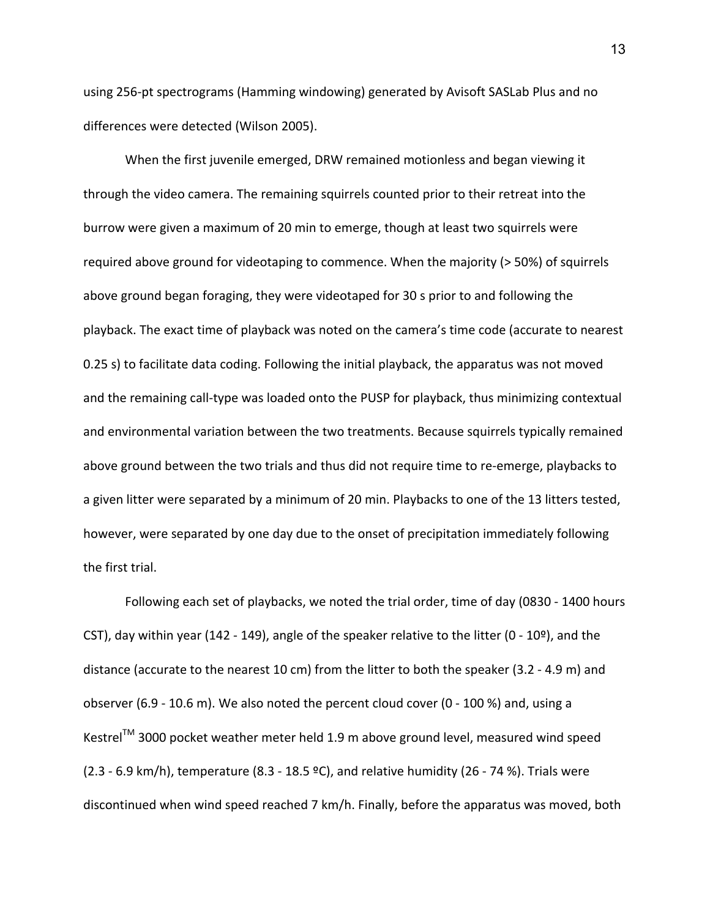using 256-pt spectrograms (Hamming windowing) generated by Avisoft SASLab Plus and no differences were detected (Wilson 2005).

When the first juvenile emerged, DRW remained motionless and began viewing it through the video camera. The remaining squirrels counted prior to their retreat into the burrow were given a maximum of 20 min to emerge, though at least two squirrels were required above ground for videotaping to commence. When the majority (> 50%) of squirrels above ground began foraging, they were videotaped for 30 s prior to and following the playback. The exact time of playback was noted on the camera's time code (accurate to nearest 0.25 s) to facilitate data coding. Following the initial playback, the apparatus was not moved and the remaining call-type was loaded onto the PUSP for playback, thus minimizing contextual and environmental variation between the two treatments. Because squirrels typically remained above ground between the two trials and thus did not require time to re-emerge, playbacks to a given litter were separated by a minimum of 20 min. Playbacks to one of the 13 litters tested, however, were separated by one day due to the onset of precipitation immediately following the first trial.

Following each set of playbacks, we noted the trial order, time of day (0830 - 1400 hours CST), day within year (142 - 149), angle of the speaker relative to the litter (0 - 10º), and the distance (accurate to the nearest 10 cm) from the litter to both the speaker (3.2 - 4.9 m) and observer (6.9 - 10.6 m). We also noted the percent cloud cover (0 - 100 %) and, using a Kestrel$^{TM}$ 3000 pocket weather meter held 1.9 m above ground level, measured wind speed (2.3 - 6.9 km/h), temperature (8.3 - 18.5 ºC), and relative humidity (26 - 74 %). Trials were discontinued when wind speed reached 7 km/h. Finally, before the apparatus was moved, both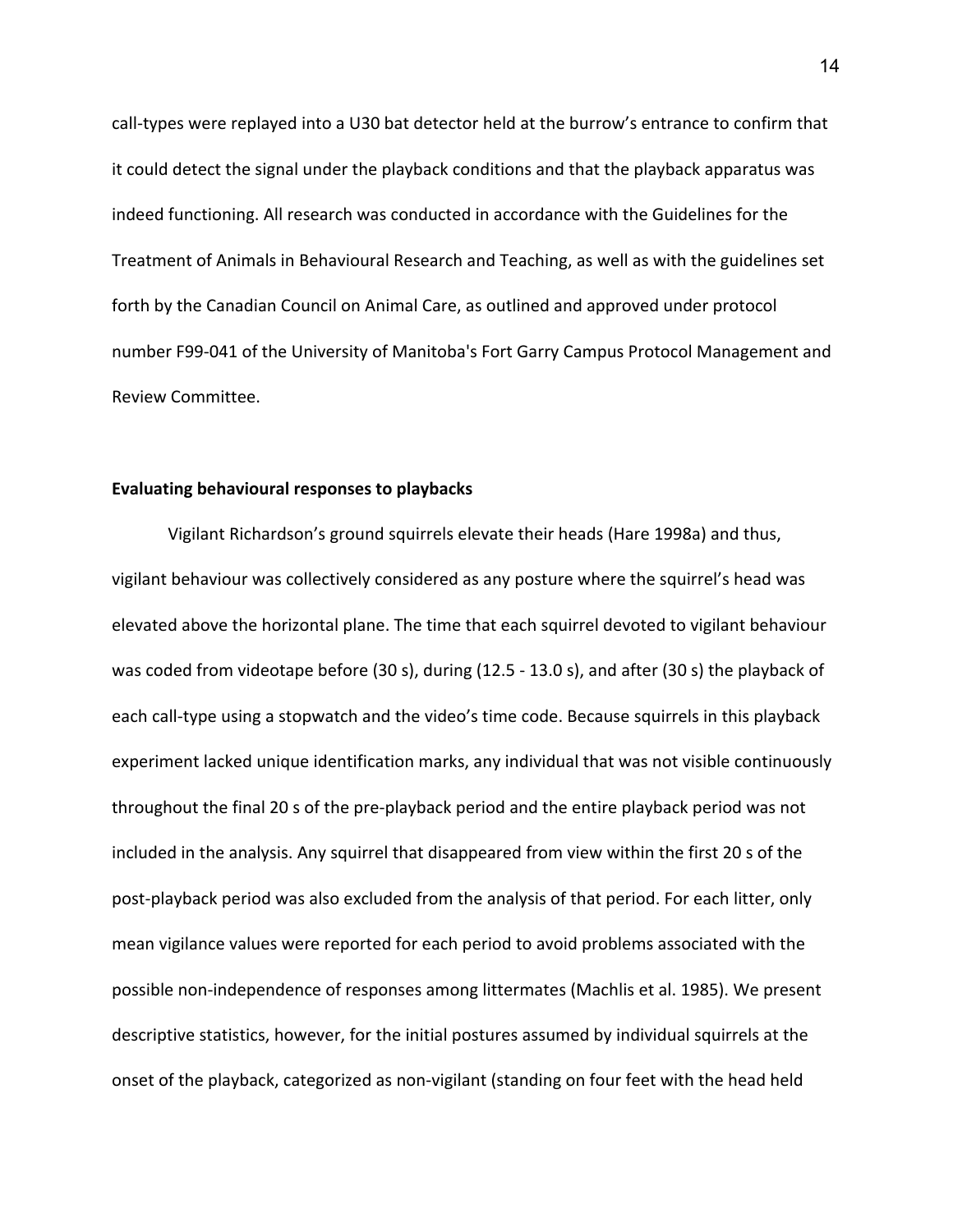call-types were replayed into a U30 bat detector held at the burrow's entrance to confirm that it could detect the signal under the playback conditions and that the playback apparatus was indeed functioning. All research was conducted in accordance with the Guidelines for the Treatment of Animals in Behavioural Research and Teaching, as well as with the guidelines set forth by the Canadian Council on Animal Care, as outlined and approved under protocol number F99-041 of the University of Manitoba's Fort Garry Campus Protocol Management and Review Committee.

**Evaluating behavioural responses to playbacks**

Vigilant Richardson's ground squirrels elevate their heads (Hare 1998a) and thus, vigilant behaviour was collectively considered as any posture where the squirrel's head was elevated above the horizontal plane. The time that each squirrel devoted to vigilant behaviour was coded from videotape before (30 s), during (12.5 - 13.0 s), and after (30 s) the playback of each call-type using a stopwatch and the video's time code. Because squirrels in this playback experiment lacked unique identification marks, any individual that was not visible continuously throughout the final 20 s of the pre-playback period and the entire playback period was not included in the analysis. Any squirrel that disappeared from view within the first 20 s of the post-playback period was also excluded from the analysis of that period. For each litter, only mean vigilance values were reported for each period to avoid problems associated with the possible non-independence of responses among littermates (Machlis et al. 1985). We present descriptive statistics, however, for the initial postures assumed by individual squirrels at the onset of the playback, categorized as non-vigilant (standing on four feet with the head held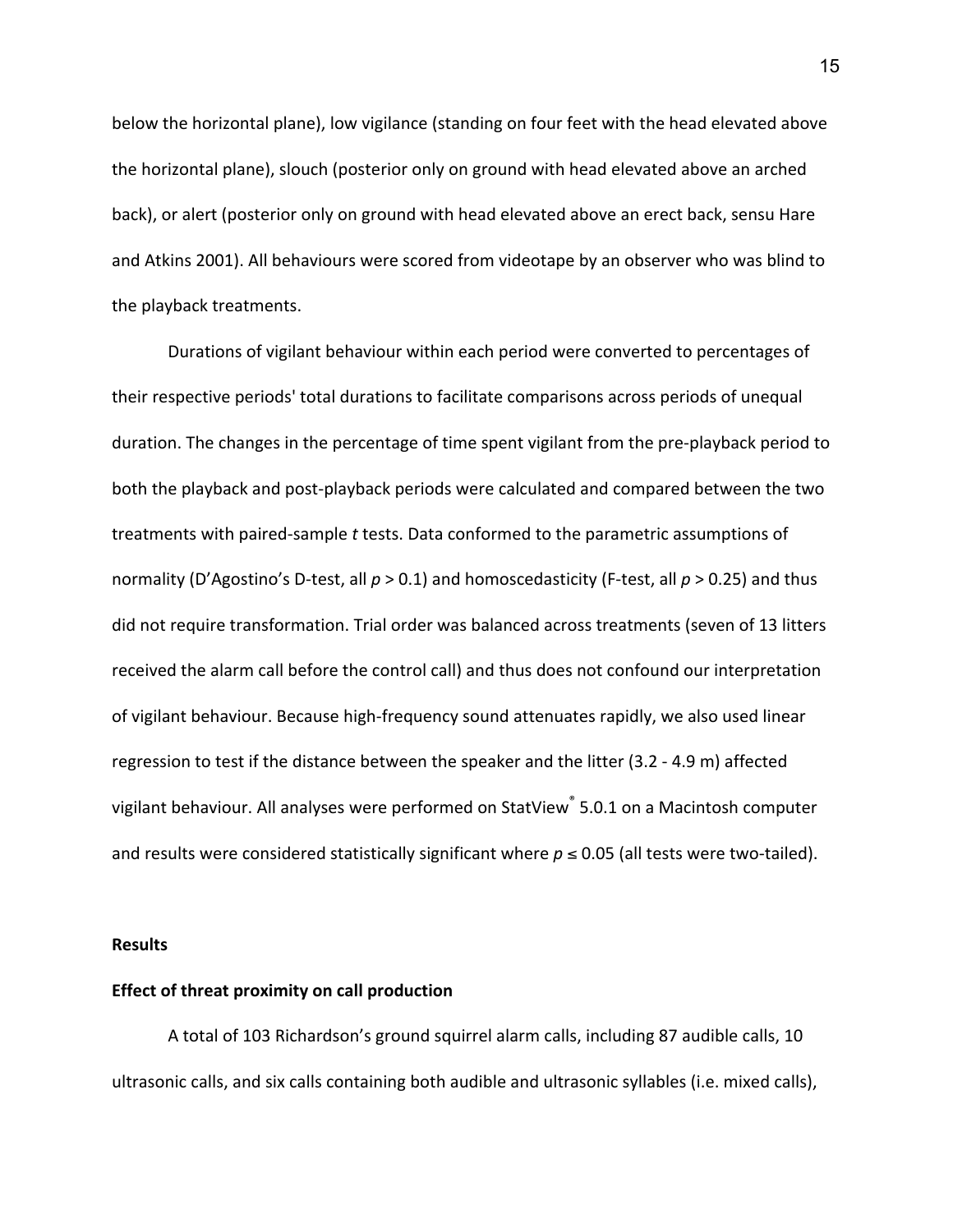below the horizontal plane), low vigilance (standing on four feet with the head elevated above the horizontal plane), slouch (posterior only on ground with head elevated above an arched back), or alert (posterior only on ground with head elevated above an erect back, sensu Hare and Atkins 2001). All behaviours were scored from videotape by an observer who was blind to the playback treatments.

Durations of vigilant behaviour within each period were converted to percentages of their respective periods' total durations to facilitate comparisons across periods of unequal duration. The changes in the percentage of time spent vigilant from the pre-playback period to both the playback and post-playback periods were calculated and compared between the two treatments with paired-sample *t* tests. Data conformed to the parametric assumptions of normality (D'Agostino's D-test, all $p > 0.1$) and homoscedasticity (F-test, all $p > 0.25$) and thus did not require transformation. Trial order was balanced across treatments (seven of 13 litters received the alarm call before the control call) and thus does not confound our interpretation of vigilant behaviour. Because high-frequency sound attenuates rapidly, we also used linear regression to test if the distance between the speaker and the litter (3.2 - 4.9 m) affected vigilant behaviour. All analyses were performed on StatView® 5.0.1 on a Macintosh computer and results were considered statistically significant where $p \leq 0.05$ (all tests were two-tailed).

## Results

### Effect of threat proximity on call production

A total of 103 Richardson's ground squirrel alarm calls, including 87 audible calls, 10 ultrasonic calls, and six calls containing both audible and ultrasonic syllables (i.e. mixed calls),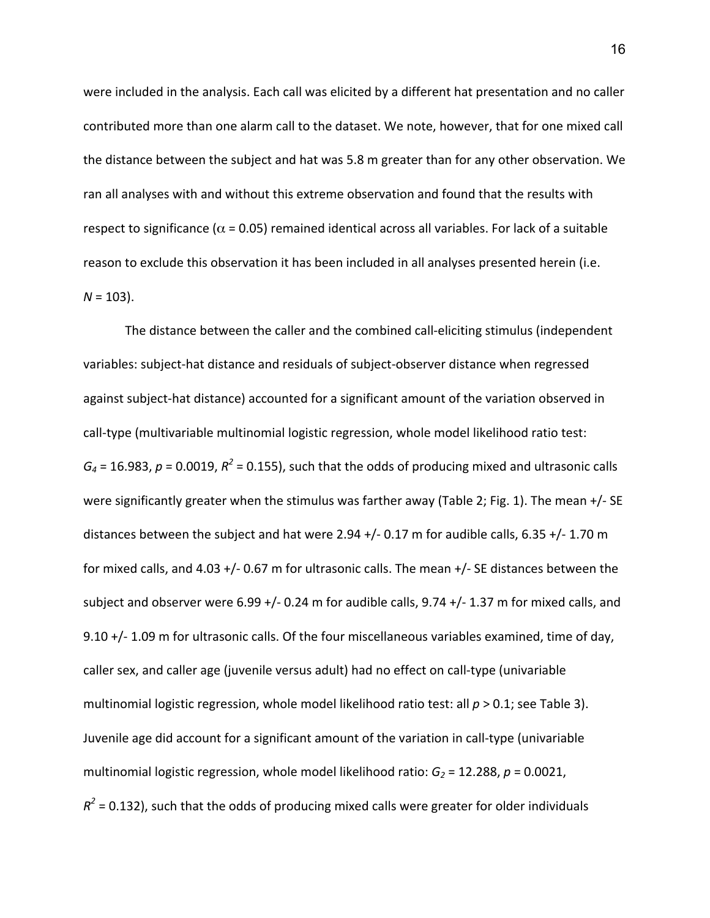were included in the analysis. Each call was elicited by a different hat presentation and no caller contributed more than one alarm call to the dataset. We note, however, that for one mixed call the distance between the subject and hat was 5.8 m greater than for any other observation. We ran all analyses with and without this extreme observation and found that the results with respect to significance ($\alpha$ = 0.05) remained identical across all variables. For lack of a suitable reason to exclude this observation it has been included in all analyses presented herein (i.e. $N$ = 103).

The distance between the caller and the combined call-eliciting stimulus (independent variables: subject-hat distance and residuals of subject-observer distance when regressed against subject-hat distance) accounted for a significant amount of the variation observed in call-type (multivariable multinomial logistic regression, whole model likelihood ratio test: $G_4$ = 16.983, $p$ = 0.0019, $R^2$ = 0.155), such that the odds of producing mixed and ultrasonic calls were significantly greater when the stimulus was farther away (Table 2; Fig. 1). The mean +/- SE distances between the subject and hat were 2.94 +/- 0.17 m for audible calls, 6.35 +/- 1.70 m for mixed calls, and 4.03 +/- 0.67 m for ultrasonic calls. The mean +/- SE distances between the subject and observer were 6.99 +/- 0.24 m for audible calls, 9.74 +/- 1.37 m for mixed calls, and 9.10 +/- 1.09 m for ultrasonic calls. Of the four miscellaneous variables examined, time of day, caller sex, and caller age (juvenile versus adult) had no effect on call-type (univariable multinomial logistic regression, whole model likelihood ratio test: all $p$ > 0.1; see Table 3). Juvenile age did account for a significant amount of the variation in call-type (univariable multinomial logistic regression, whole model likelihood ratio: $G_2$ = 12.288, $p$ = 0.0021, $R^2$ = 0.132), such that the odds of producing mixed calls were greater for older individuals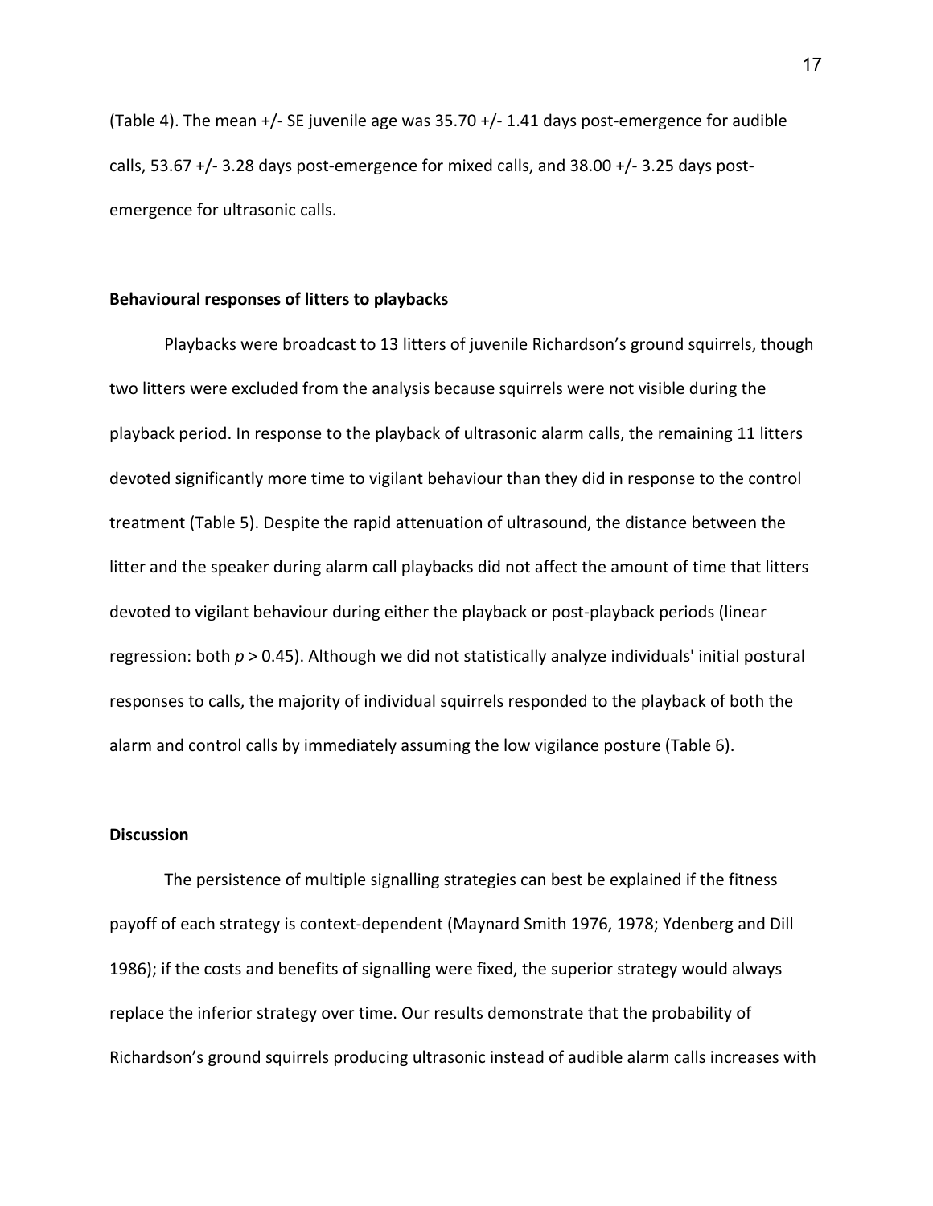(Table 4). The mean +/- SE juvenile age was 35.70 +/- 1.41 days post-emergence for audible calls, 53.67 +/- 3.28 days post-emergence for mixed calls, and 38.00 +/- 3.25 days post-emergence for ultrasonic calls.

**Behavioural responses of litters to playbacks**

Playbacks were broadcast to 13 litters of juvenile Richardson's ground squirrels, though two litters were excluded from the analysis because squirrels were not visible during the playback period. In response to the playback of ultrasonic alarm calls, the remaining 11 litters devoted significantly more time to vigilant behaviour than they did in response to the control treatment (Table 5). Despite the rapid attenuation of ultrasound, the distance between the litter and the speaker during alarm call playbacks did not affect the amount of time that litters devoted to vigilant behaviour during either the playback or post-playback periods (linear regression: both $p > 0.45$). Although we did not statistically analyze individuals' initial postural responses to calls, the majority of individual squirrels responded to the playback of both the alarm and control calls by immediately assuming the low vigilance posture (Table 6).

**Discussion**

The persistence of multiple signalling strategies can best be explained if the fitness payoff of each strategy is context-dependent (Maynard Smith 1976, 1978; Ydenberg and Dill 1986); if the costs and benefits of signalling were fixed, the superior strategy would always replace the inferior strategy over time. Our results demonstrate that the probability of Richardson's ground squirrels producing ultrasonic instead of audible alarm calls increases with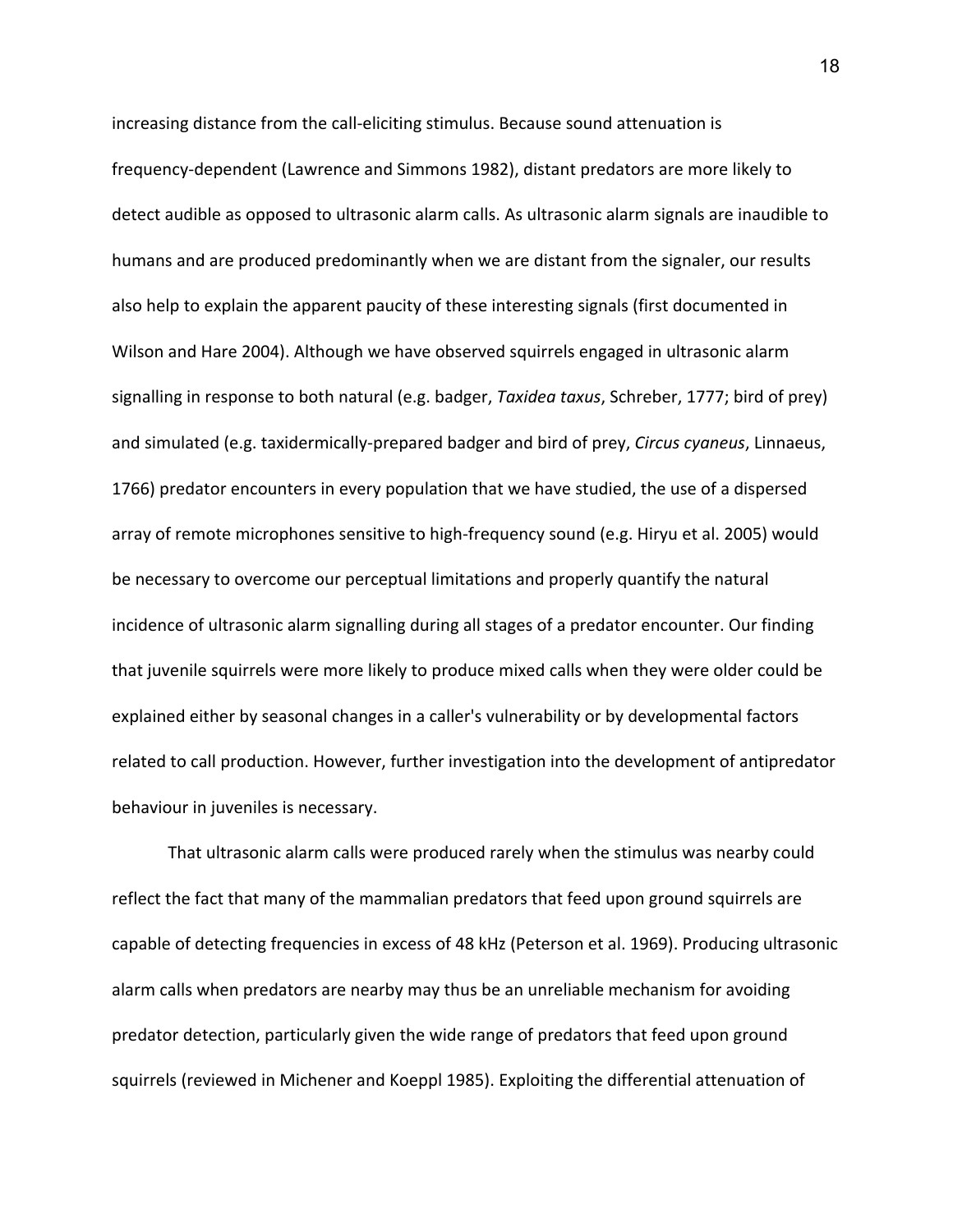increasing distance from the call-eliciting stimulus. Because sound attenuation is frequency-dependent (Lawrence and Simmons 1982), distant predators are more likely to detect audible as opposed to ultrasonic alarm calls. As ultrasonic alarm signals are inaudible to humans and are produced predominantly when we are distant from the signaler, our results also help to explain the apparent paucity of these interesting signals (first documented in Wilson and Hare 2004). Although we have observed squirrels engaged in ultrasonic alarm signalling in response to both natural (e.g. badger, *Taxidea taxus*, Schreber, 1777; bird of prey) and simulated (e.g. taxidermically-prepared badger and bird of prey, *Circus cyaneus*, Linnaeus, 1766) predator encounters in every population that we have studied, the use of a dispersed array of remote microphones sensitive to high-frequency sound (e.g. Hiryu et al. 2005) would be necessary to overcome our perceptual limitations and properly quantify the natural incidence of ultrasonic alarm signalling during all stages of a predator encounter. Our finding that juvenile squirrels were more likely to produce mixed calls when they were older could be explained either by seasonal changes in a caller's vulnerability or by developmental factors related to call production. However, further investigation into the development of antipredator behaviour in juveniles is necessary.

That ultrasonic alarm calls were produced rarely when the stimulus was nearby could reflect the fact that many of the mammalian predators that feed upon ground squirrels are capable of detecting frequencies in excess of 48 kHz (Peterson et al. 1969). Producing ultrasonic alarm calls when predators are nearby may thus be an unreliable mechanism for avoiding predator detection, particularly given the wide range of predators that feed upon ground squirrels (reviewed in Michener and Koeppl 1985). Exploiting the differential attenuation of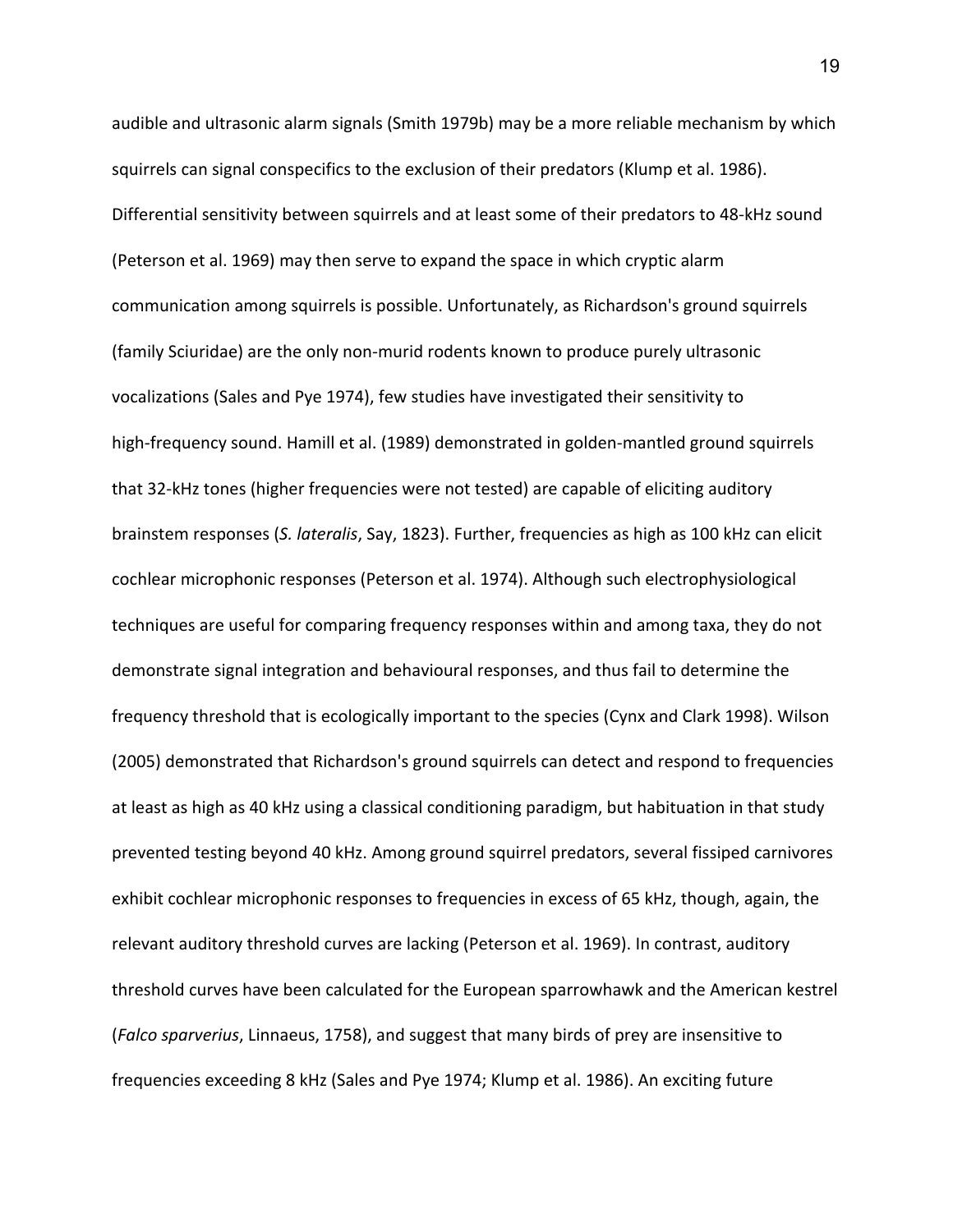audible and ultrasonic alarm signals (Smith 1979b) may be a more reliable mechanism by which squirrels can signal conspecifics to the exclusion of their predators (Klump et al. 1986). Differential sensitivity between squirrels and at least some of their predators to 48-kHz sound (Peterson et al. 1969) may then serve to expand the space in which cryptic alarm communication among squirrels is possible. Unfortunately, as Richardson's ground squirrels (family Sciuridae) are the only non-murid rodents known to produce purely ultrasonic vocalizations (Sales and Pye 1974), few studies have investigated their sensitivity to high-frequency sound. Hamill et al. (1989) demonstrated in golden-mantled ground squirrels that 32-kHz tones (higher frequencies were not tested) are capable of eliciting auditory brainstem responses (*S. lateralis*, Say, 1823). Further, frequencies as high as 100 kHz can elicit cochlear microphonic responses (Peterson et al. 1974). Although such electrophysiological techniques are useful for comparing frequency responses within and among taxa, they do not demonstrate signal integration and behavioural responses, and thus fail to determine the frequency threshold that is ecologically important to the species (Cynx and Clark 1998). Wilson (2005) demonstrated that Richardson's ground squirrels can detect and respond to frequencies at least as high as 40 kHz using a classical conditioning paradigm, but habituation in that study prevented testing beyond 40 kHz. Among ground squirrel predators, several fissiped carnivores exhibit cochlear microphonic responses to frequencies in excess of 65 kHz, though, again, the relevant auditory threshold curves are lacking (Peterson et al. 1969). In contrast, auditory threshold curves have been calculated for the European sparrowhawk and the American kestrel (*Falco sparverius*, Linnaeus, 1758), and suggest that many birds of prey are insensitive to frequencies exceeding 8 kHz (Sales and Pye 1974; Klump et al. 1986). An exciting future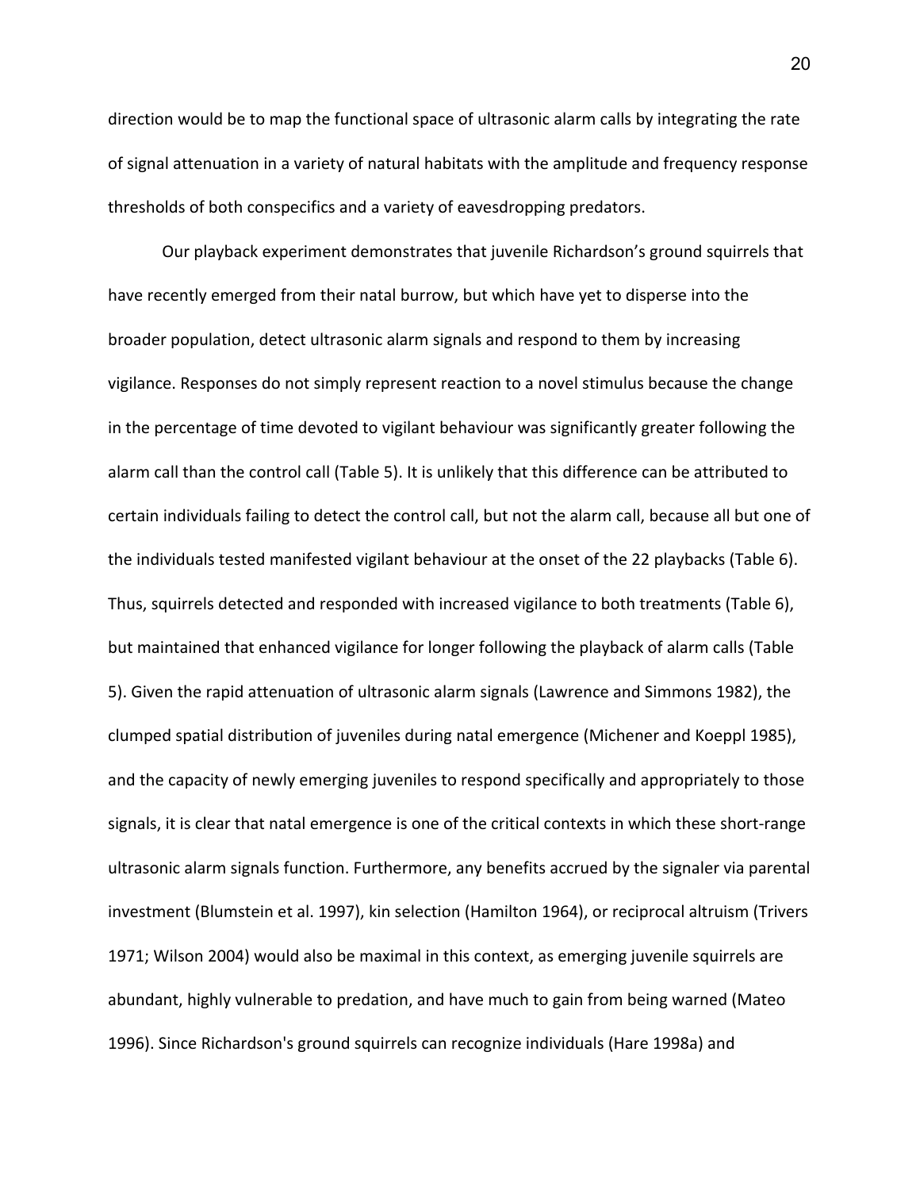direction would be to map the functional space of ultrasonic alarm calls by integrating the rate of signal attenuation in a variety of natural habitats with the amplitude and frequency response thresholds of both conspecifics and a variety of eavesdropping predators.

Our playback experiment demonstrates that juvenile Richardson's ground squirrels that have recently emerged from their natal burrow, but which have yet to disperse into the broader population, detect ultrasonic alarm signals and respond to them by increasing vigilance. Responses do not simply represent reaction to a novel stimulus because the change in the percentage of time devoted to vigilant behaviour was significantly greater following the alarm call than the control call (Table 5). It is unlikely that this difference can be attributed to certain individuals failing to detect the control call, but not the alarm call, because all but one of the individuals tested manifested vigilant behaviour at the onset of the 22 playbacks (Table 6). Thus, squirrels detected and responded with increased vigilance to both treatments (Table 6), but maintained that enhanced vigilance for longer following the playback of alarm calls (Table 5). Given the rapid attenuation of ultrasonic alarm signals (Lawrence and Simmons 1982), the clumped spatial distribution of juveniles during natal emergence (Michener and Koeppl 1985), and the capacity of newly emerging juveniles to respond specifically and appropriately to those signals, it is clear that natal emergence is one of the critical contexts in which these short-range ultrasonic alarm signals function. Furthermore, any benefits accrued by the signaler via parental investment (Blumstein et al. 1997), kin selection (Hamilton 1964), or reciprocal altruism (Trivers 1971; Wilson 2004) would also be maximal in this context, as emerging juvenile squirrels are abundant, highly vulnerable to predation, and have much to gain from being warned (Mateo 1996). Since Richardson's ground squirrels can recognize individuals (Hare 1998a) and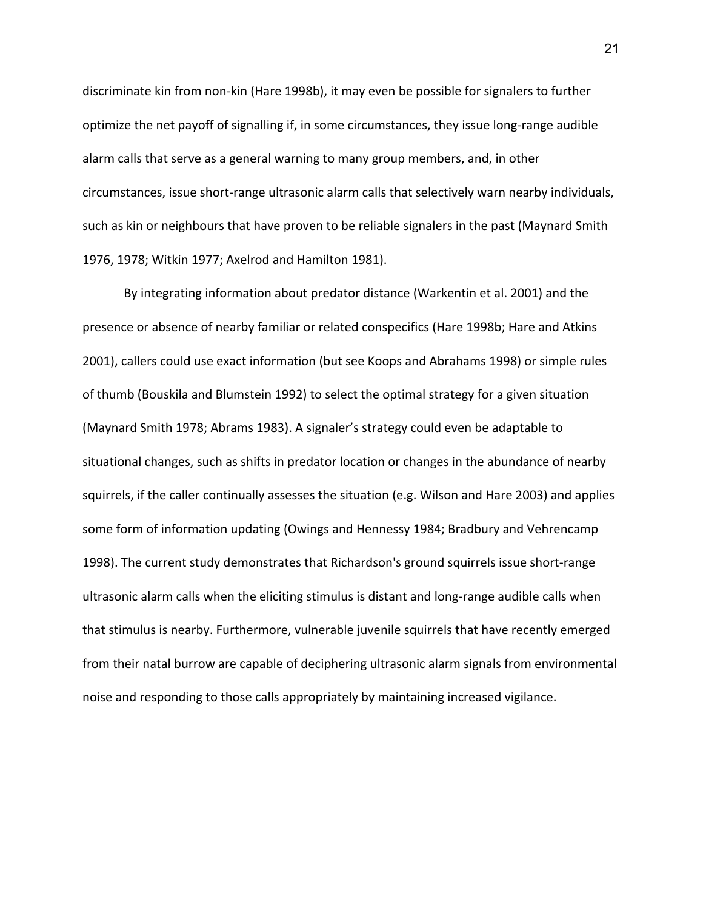discriminate kin from non-kin (Hare 1998b), it may even be possible for signalers to further optimize the net payoff of signalling if, in some circumstances, they issue long-range audible alarm calls that serve as a general warning to many group members, and, in other circumstances, issue short-range ultrasonic alarm calls that selectively warn nearby individuals, such as kin or neighbours that have proven to be reliable signalers in the past (Maynard Smith 1976, 1978; Witkin 1977; Axelrod and Hamilton 1981).

By integrating information about predator distance (Warkentin et al. 2001) and the presence or absence of nearby familiar or related conspecifics (Hare 1998b; Hare and Atkins 2001), callers could use exact information (but see Koops and Abrahams 1998) or simple rules of thumb (Bouskila and Blumstein 1992) to select the optimal strategy for a given situation (Maynard Smith 1978; Abrams 1983). A signaler's strategy could even be adaptable to situational changes, such as shifts in predator location or changes in the abundance of nearby squirrels, if the caller continually assesses the situation (e.g. Wilson and Hare 2003) and applies some form of information updating (Owings and Hennessy 1984; Bradbury and Vehrencamp 1998). The current study demonstrates that Richardson's ground squirrels issue short-range ultrasonic alarm calls when the eliciting stimulus is distant and long-range audible calls when that stimulus is nearby. Furthermore, vulnerable juvenile squirrels that have recently emerged from their natal burrow are capable of deciphering ultrasonic alarm signals from environmental noise and responding to those calls appropriately by maintaining increased vigilance.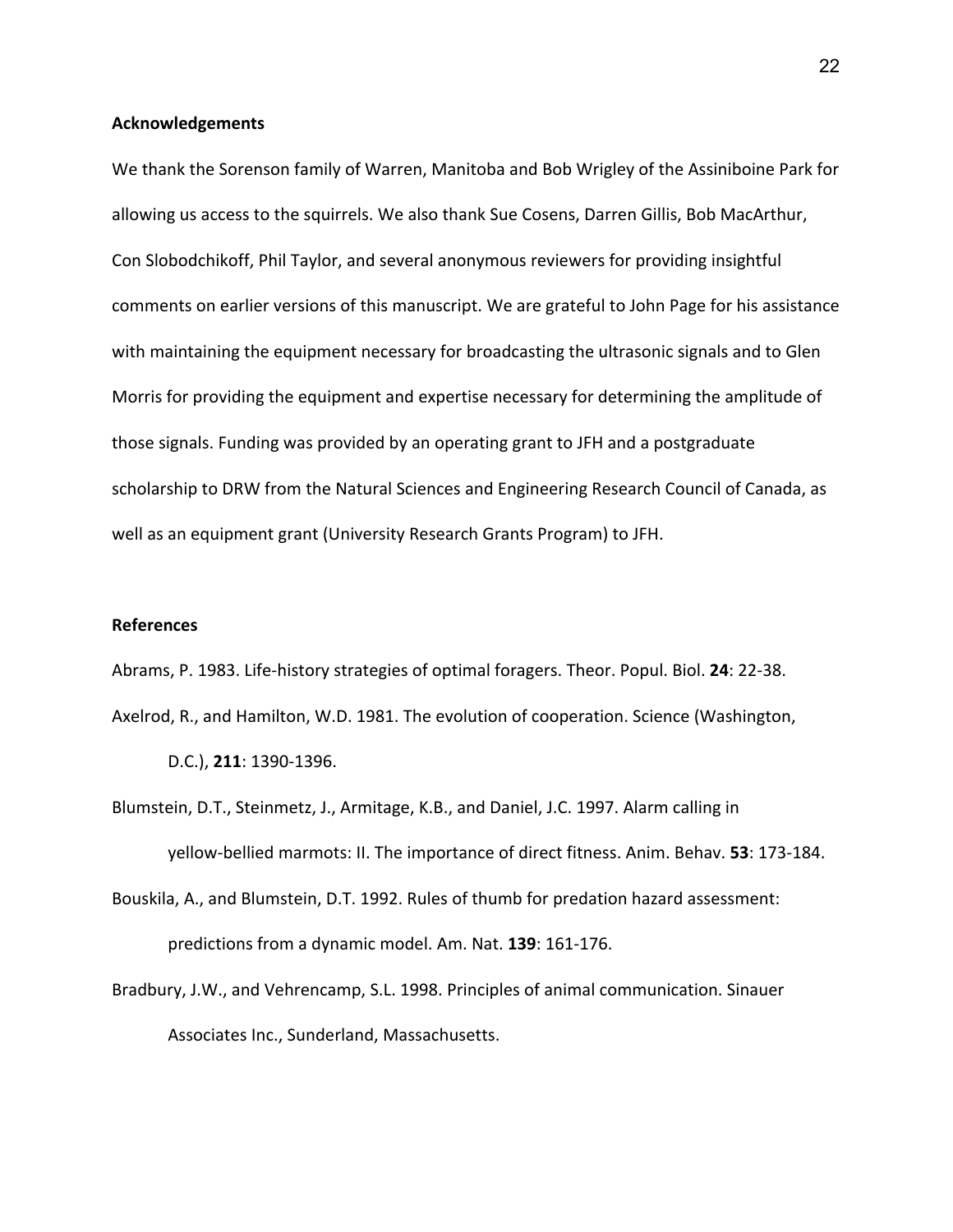## Acknowledgements

We thank the Sorenson family of Warren, Manitoba and Bob Wrigley of the Assiniboine Park for allowing us access to the squirrels. We also thank Sue Cosens, Darren Gillis, Bob MacArthur, Con Slobodchikoff, Phil Taylor, and several anonymous reviewers for providing insightful comments on earlier versions of this manuscript. We are grateful to John Page for his assistance with maintaining the equipment necessary for broadcasting the ultrasonic signals and to Glen Morris for providing the equipment and expertise necessary for determining the amplitude of those signals. Funding was provided by an operating grant to JFH and a postgraduate scholarship to DRW from the Natural Sciences and Engineering Research Council of Canada, as well as an equipment grant (University Research Grants Program) to JFH.

## References

Abrams, P. 1983. Life-history strategies of optimal foragers. Theor. Popul. Biol. **24**: 22-38.

Axelrod, R., and Hamilton, W.D. 1981. The evolution of cooperation. Science (Washington, D.C.), **211**: 1390-1396.

Blumstein, D.T., Steinmetz, J., Armitage, K.B., and Daniel, J.C. 1997. Alarm calling in yellow-bellied marmots: II. The importance of direct fitness. Anim. Behav. **53**: 173-184.

Bouskila, A., and Blumstein, D.T. 1992. Rules of thumb for predation hazard assessment: predictions from a dynamic model. Am. Nat. **139**: 161-176.

Bradbury, J.W., and Vehrencamp, S.L. 1998. Principles of animal communication. Sinauer Associates Inc., Sunderland, Massachusetts.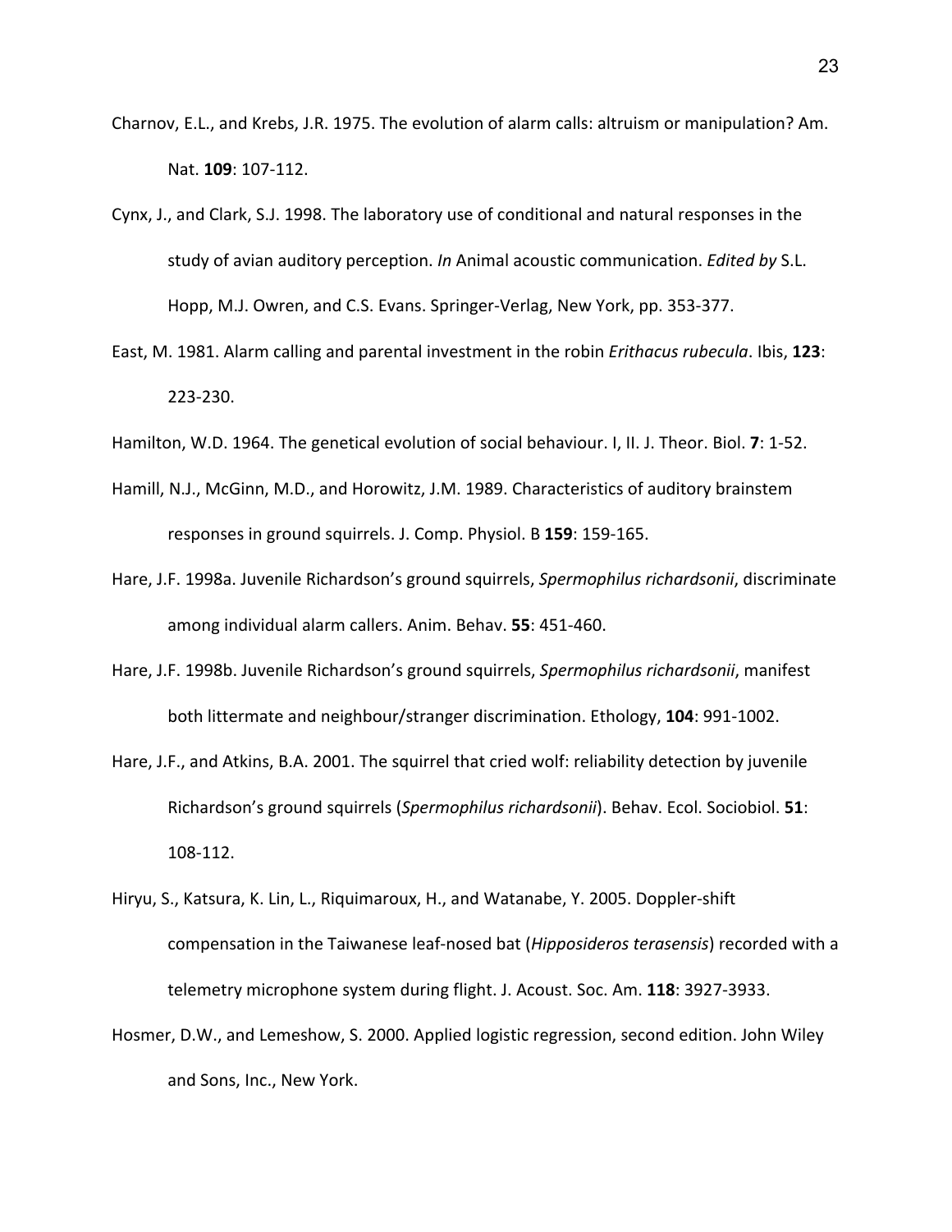Charnov, E.L., and Krebs, J.R. 1975. The evolution of alarm calls: altruism or manipulation? Am. Nat. **109**: 107-112.

Cynx, J., and Clark, S.J. 1998. The laboratory use of conditional and natural responses in the study of avian auditory perception. *In* Animal acoustic communication. *Edited by* S.L. Hopp, M.J. Owren, and C.S. Evans. Springer-Verlag, New York, pp. 353-377.

East, M. 1981. Alarm calling and parental investment in the robin *Erithacus rubecula*. Ibis, **123**: 223-230.

Hamilton, W.D. 1964. The genetical evolution of social behaviour. I, II. J. Theor. Biol. **7**: 1-52.

Hamill, N.J., McGinn, M.D., and Horowitz, J.M. 1989. Characteristics of auditory brainstem responses in ground squirrels. J. Comp. Physiol. B **159**: 159-165.

Hare, J.F. 1998a. Juvenile Richardson's ground squirrels, *Spermophilus richardsonii*, discriminate among individual alarm callers. Anim. Behav. **55**: 451-460.

Hare, J.F. 1998b. Juvenile Richardson's ground squirrels, *Spermophilus richardsonii*, manifest both littermate and neighbour/stranger discrimination. Ethology, **104**: 991-1002.

Hare, J.F., and Atkins, B.A. 2001. The squirrel that cried wolf: reliability detection by juvenile Richardson's ground squirrels (*Spermophilus richardsonii*). Behav. Ecol. Sociobiol. **51**: 108-112.

Hiryu, S., Katsura, K. Lin, L., Riquimaroux, H., and Watanabe, Y. 2005. Doppler-shift compensation in the Taiwanese leaf-nosed bat (*Hipposideros terasensis*) recorded with a telemetry microphone system during flight. J. Acoust. Soc. Am. **118**: 3927-3933.

Hosmer, D.W., and Lemeshow, S. 2000. Applied logistic regression, second edition. John Wiley and Sons, Inc., New York.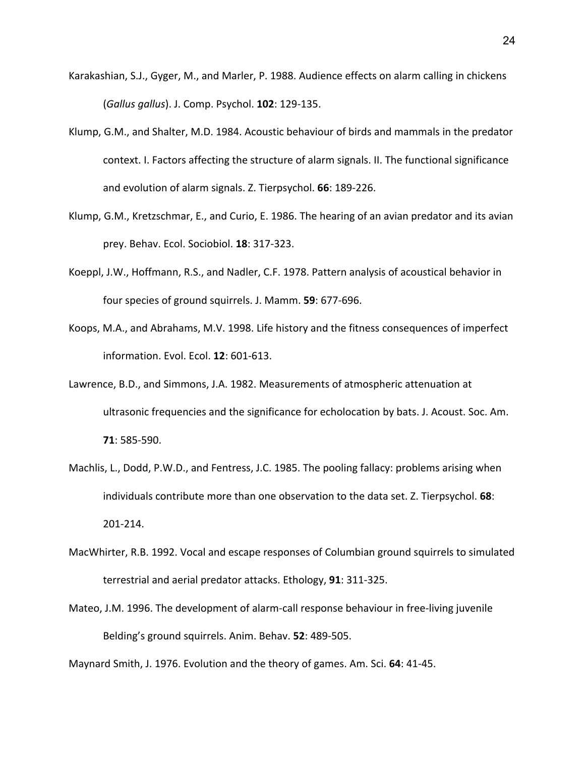Karakashian, S.J., Gyger, M., and Marler, P. 1988. Audience effects on alarm calling in chickens (*Gallus gallus*). J. Comp. Psychol. **102**: 129-135.

Klump, G.M., and Shalter, M.D. 1984. Acoustic behaviour of birds and mammals in the predator context. I. Factors affecting the structure of alarm signals. II. The functional significance and evolution of alarm signals. Z. Tierpsychol. **66**: 189-226.

Klump, G.M., Kretzschmar, E., and Curio, E. 1986. The hearing of an avian predator and its avian prey. Behav. Ecol. Sociobiol. **18**: 317-323.

Koeppl, J.W., Hoffmann, R.S., and Nadler, C.F. 1978. Pattern analysis of acoustical behavior in four species of ground squirrels. J. Mamm. **59**: 677-696.

Koops, M.A., and Abrahams, M.V. 1998. Life history and the fitness consequences of imperfect information. Evol. Ecol. **12**: 601-613.

Lawrence, B.D., and Simmons, J.A. 1982. Measurements of atmospheric attenuation at ultrasonic frequencies and the significance for echolocation by bats. J. Acoust. Soc. Am. **71**: 585-590.

Machlis, L., Dodd, P.W.D., and Fentress, J.C. 1985. The pooling fallacy: problems arising when individuals contribute more than one observation to the data set. Z. Tierpsychol. **68**: 201-214.

MacWhirter, R.B. 1992. Vocal and escape responses of Columbian ground squirrels to simulated terrestrial and aerial predator attacks. Ethology, **91**: 311-325.

Mateo, J.M. 1996. The development of alarm-call response behaviour in free-living juvenile Belding's ground squirrels. Anim. Behav. **52**: 489-505.

Maynard Smith, J. 1976. Evolution and the theory of games. Am. Sci. **64**: 41-45.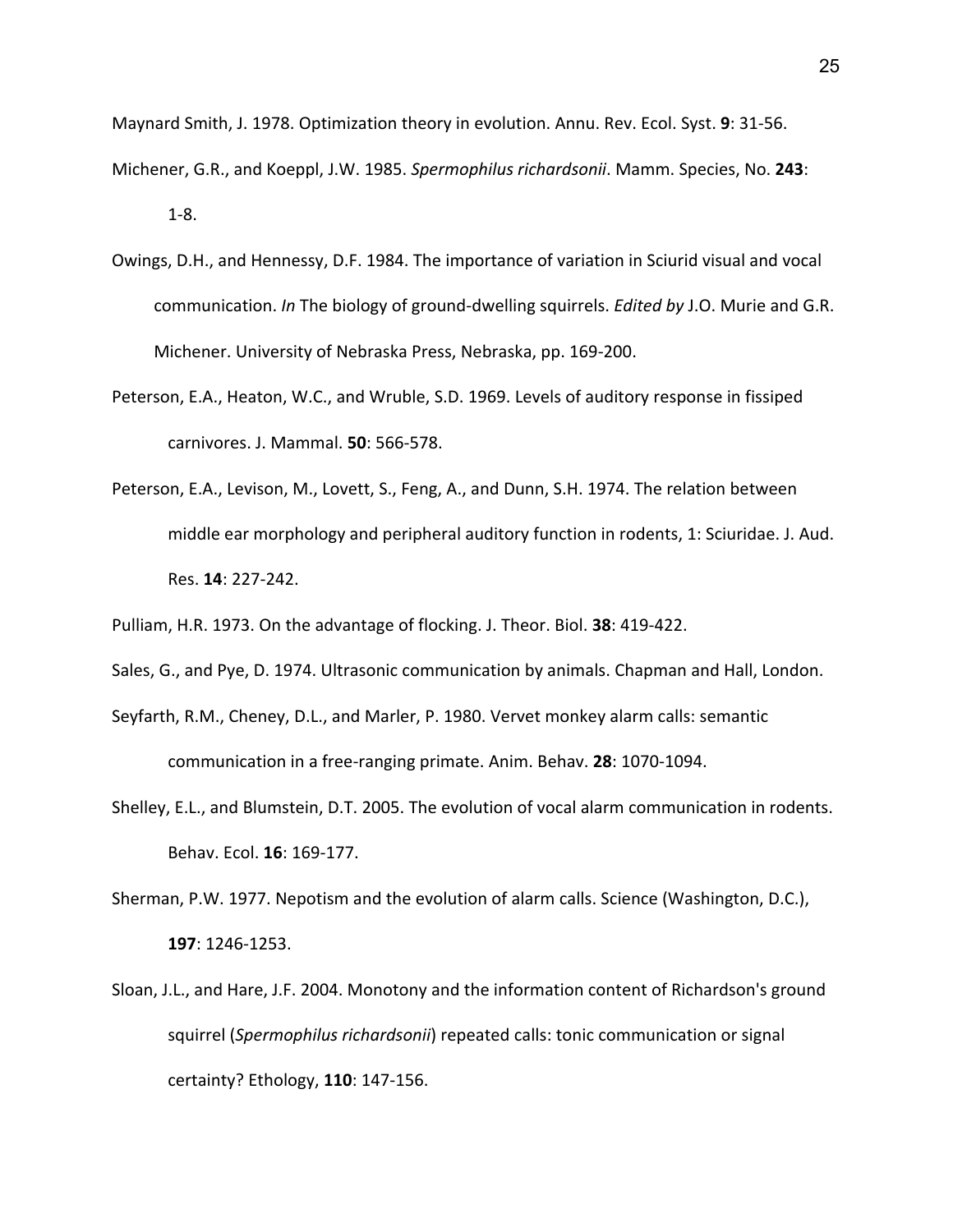Maynard Smith, J. 1978. Optimization theory in evolution. Annu. Rev. Ecol. Syst. **9**: 31-56.

Michener, G.R., and Koeppl, J.W. 1985. *Spermophilus richardsonii*. Mamm. Species, No. **243**: 1-8.

Owings, D.H., and Hennessy, D.F. 1984. The importance of variation in Sciurid visual and vocal communication. *In* The biology of ground-dwelling squirrels. *Edited by* J.O. Murie and G.R. Michener. University of Nebraska Press, Nebraska, pp. 169-200.

Peterson, E.A., Heaton, W.C., and Wruble, S.D. 1969. Levels of auditory response in fissiped carnivores. J. Mammal. **50**: 566-578.

Peterson, E.A., Levison, M., Lovett, S., Feng, A., and Dunn, S.H. 1974. The relation between middle ear morphology and peripheral auditory function in rodents, 1: Sciuridae. J. Aud. Res. **14**: 227-242.

Pulliam, H.R. 1973. On the advantage of flocking. J. Theor. Biol. **38**: 419-422.

Sales, G., and Pye, D. 1974. Ultrasonic communication by animals. Chapman and Hall, London.

Seyfarth, R.M., Cheney, D.L., and Marler, P. 1980. Vervet monkey alarm calls: semantic communication in a free-ranging primate. Anim. Behav. **28**: 1070-1094.

Shelley, E.L., and Blumstein, D.T. 2005. The evolution of vocal alarm communication in rodents. Behav. Ecol. **16**: 169-177.

Sherman, P.W. 1977. Nepotism and the evolution of alarm calls. Science (Washington, D.C.), **197**: 1246-1253.

Sloan, J.L., and Hare, J.F. 2004. Monotony and the information content of Richardson's ground squirrel (*Spermophilus richardsonii*) repeated calls: tonic communication or signal certainty? Ethology, **110**: 147-156.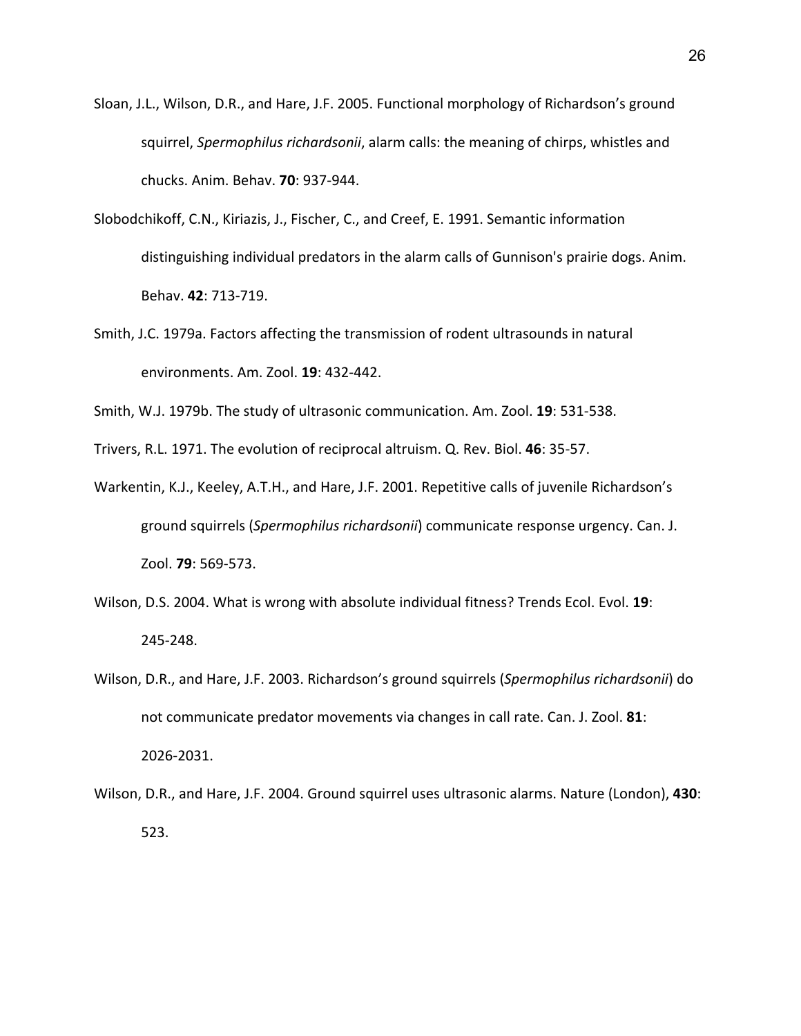Sloan, J.L., Wilson, D.R., and Hare, J.F. 2005. Functional morphology of Richardson's ground squirrel, *Spermophilus richardsonii*, alarm calls: the meaning of chirps, whistles and chucks. Anim. Behav. **70**: 937-944.

Slobodchikoff, C.N., Kiriazis, J., Fischer, C., and Creef, E. 1991. Semantic information distinguishing individual predators in the alarm calls of Gunnison's prairie dogs. Anim. Behav. **42**: 713-719.

Smith, J.C. 1979a. Factors affecting the transmission of rodent ultrasounds in natural environments. Am. Zool. **19**: 432-442.

Smith, W.J. 1979b. The study of ultrasonic communication. Am. Zool. **19**: 531-538.

Trivers, R.L. 1971. The evolution of reciprocal altruism. Q. Rev. Biol. **46**: 35-57.

Warkentin, K.J., Keeley, A.T.H., and Hare, J.F. 2001. Repetitive calls of juvenile Richardson's ground squirrels (*Spermophilus richardsonii*) communicate response urgency. Can. J. Zool. **79**: 569-573.

Wilson, D.S. 2004. What is wrong with absolute individual fitness? Trends Ecol. Evol. **19**: 245-248.

Wilson, D.R., and Hare, J.F. 2003. Richardson's ground squirrels (*Spermophilus richardsonii*) do not communicate predator movements via changes in call rate. Can. J. Zool. **81**: 2026-2031.

Wilson, D.R., and Hare, J.F. 2004. Ground squirrel uses ultrasonic alarms. Nature (London), **430**: 523.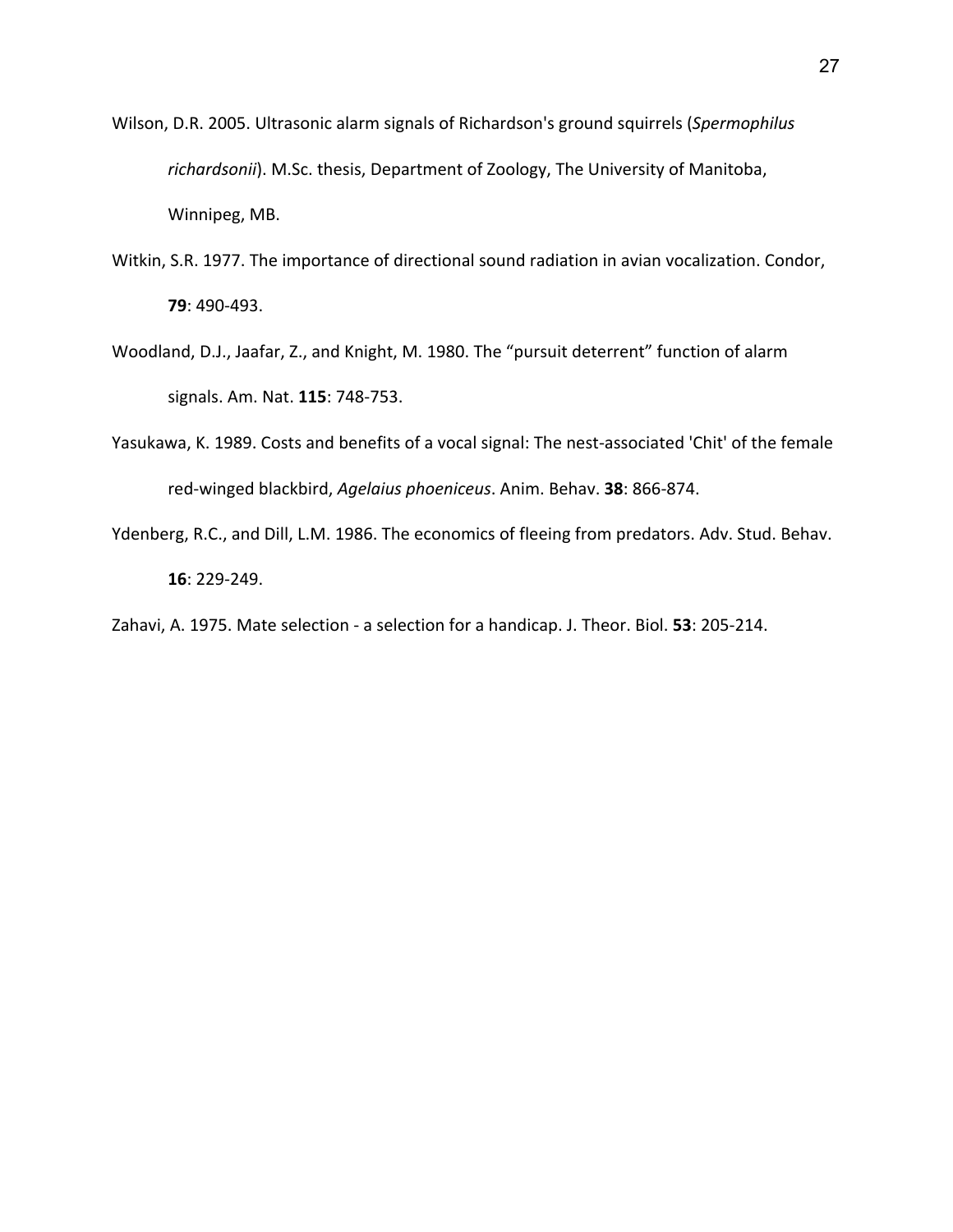Wilson, D.R. 2005. Ultrasonic alarm signals of Richardson's ground squirrels (*Spermophilus richardsonii*). M.Sc. thesis, Department of Zoology, The University of Manitoba, Winnipeg, MB.

Witkin, S.R. 1977. The importance of directional sound radiation in avian vocalization. Condor, **79**: 490-493.

Woodland, D.J., Jaafar, Z., and Knight, M. 1980. The "pursuit deterrent" function of alarm signals. Am. Nat. **115**: 748-753.

Yasukawa, K. 1989. Costs and benefits of a vocal signal: The nest-associated 'Chit' of the female red-winged blackbird, *Agelaius phoeniceus*. Anim. Behav. **38**: 866-874.

Ydenberg, R.C., and Dill, L.M. 1986. The economics of fleeing from predators. Adv. Stud. Behav. **16**: 229-249.

Zahavi, A. 1975. Mate selection - a selection for a handicap. J. Theor. Biol. **53**: 205-214.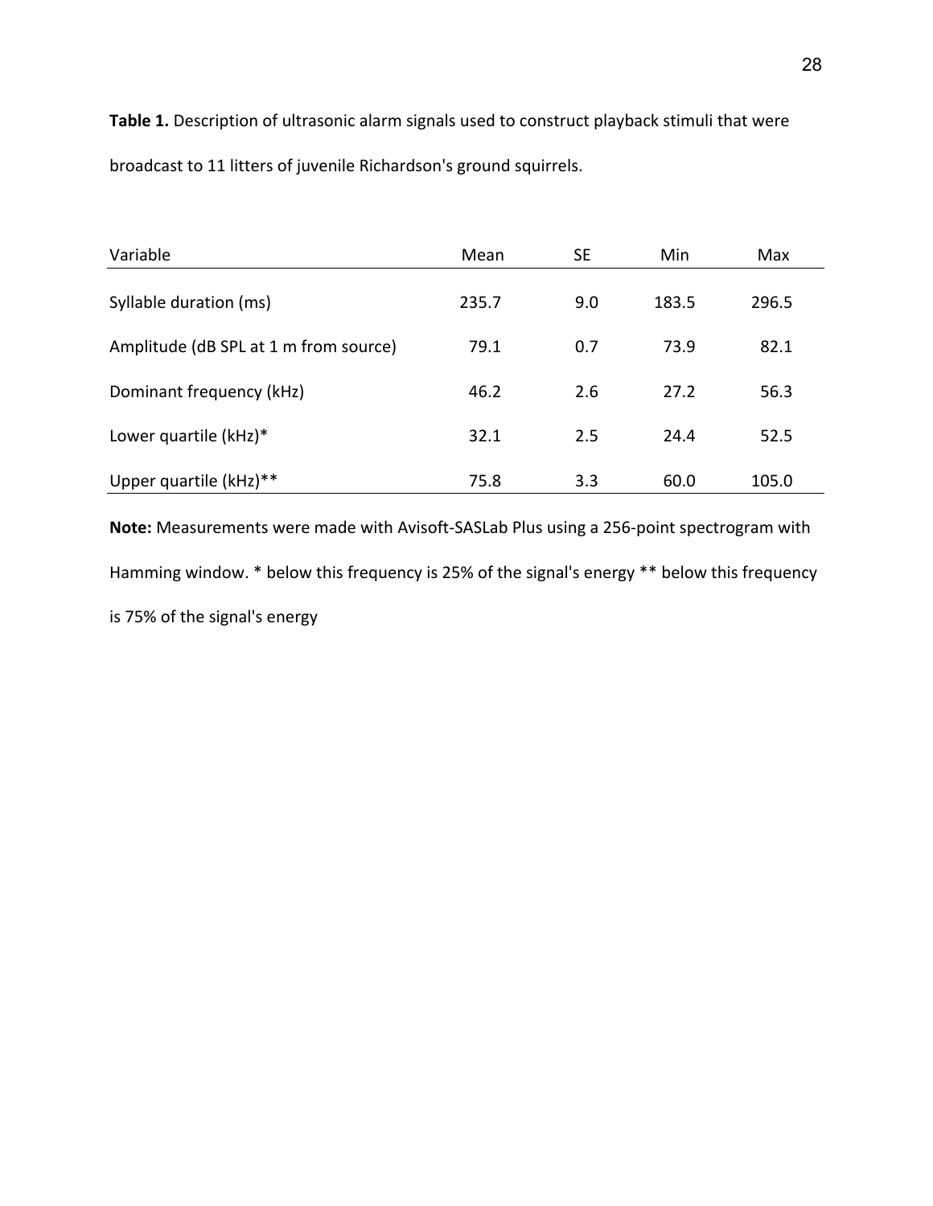**Table 1.** Description of ultrasonic alarm signals used to construct playback stimuli that were broadcast to 11 litters of juvenile Richardson's ground squirrels.

| Variable | Mean | SE | Min | Max |
|---|---|---|---|---|
| Syllable duration (ms) | 235.7 | 9.0 | 183.5 | 296.5 |
| Amplitude (dB SPL at 1 m from source) | 79.1 | 0.7 | 73.9 | 82.1 |
| Dominant frequency (kHz) | 46.2 | 2.6 | 27.2 | 56.3 |
| Lower quartile (kHz)* | 32.1 | 2.5 | 24.4 | 52.5 |
| Upper quartile (kHz)** | 75.8 | 3.3 | 60.0 | 105.0 |

**Note:** Measurements were made with Avisoft-SASLab Plus using a 256-point spectrogram with Hamming window. * below this frequency is 25% of the signal's energy ** below this frequency is 75% of the signal's energy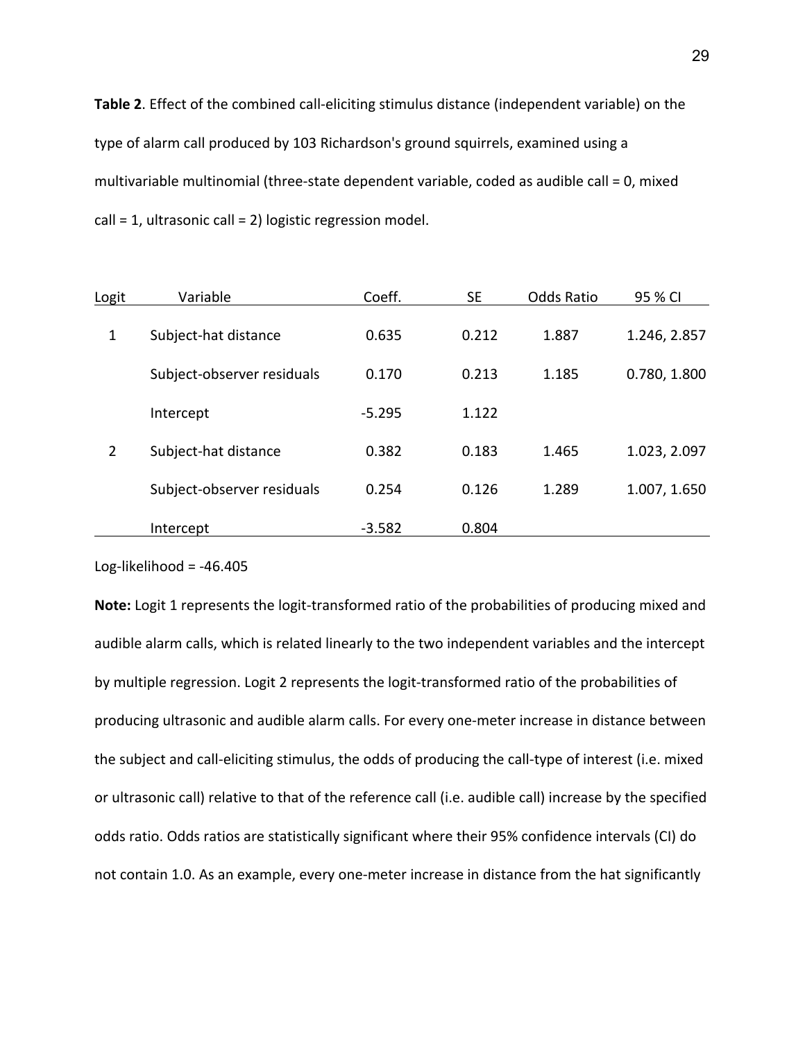**Table 2**. Effect of the combined call-eliciting stimulus distance (independent variable) on the type of alarm call produced by 103 Richardson's ground squirrels, examined using a multivariable multinomial (three-state dependent variable, coded as audible call = 0, mixed call = 1, ultrasonic call = 2) logistic regression model.

| Logit | Variable | Coeff. | SE | Odds Ratio | 95 % CI |
|---|---|---|---|---|---|
| 1 | Subject-hat distance | 0.635 | 0.212 | 1.887 | 1.246, 2.857 |
| | Subject-observer residuals | 0.170 | 0.213 | 1.185 | 0.780, 1.800 |
| | Intercept | -5.295 | 1.122 | | |
| 2 | Subject-hat distance | 0.382 | 0.183 | 1.465 | 1.023, 2.097 |
| | Subject-observer residuals | 0.254 | 0.126 | 1.289 | 1.007, 1.650 |
| | Intercept | -3.582 | 0.804 | | |

Log-likelihood = -46.405

**Note:** Logit 1 represents the logit-transformed ratio of the probabilities of producing mixed and audible alarm calls, which is related linearly to the two independent variables and the intercept by multiple regression. Logit 2 represents the logit-transformed ratio of the probabilities of producing ultrasonic and audible alarm calls. For every one-meter increase in distance between the subject and call-eliciting stimulus, the odds of producing the call-type of interest (i.e. mixed or ultrasonic call) relative to that of the reference call (i.e. audible call) increase by the specified odds ratio. Odds ratios are statistically significant where their 95% confidence intervals (CI) do not contain 1.0. As an example, every one-meter increase in distance from the hat significantly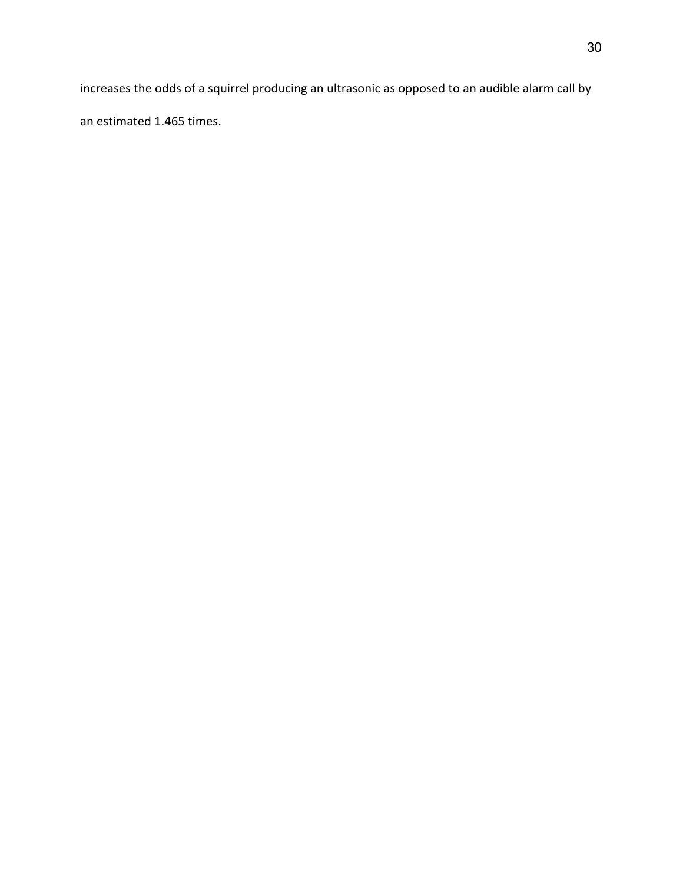increases the odds of a squirrel producing an ultrasonic as opposed to an audible alarm call by an estimated 1.465 times.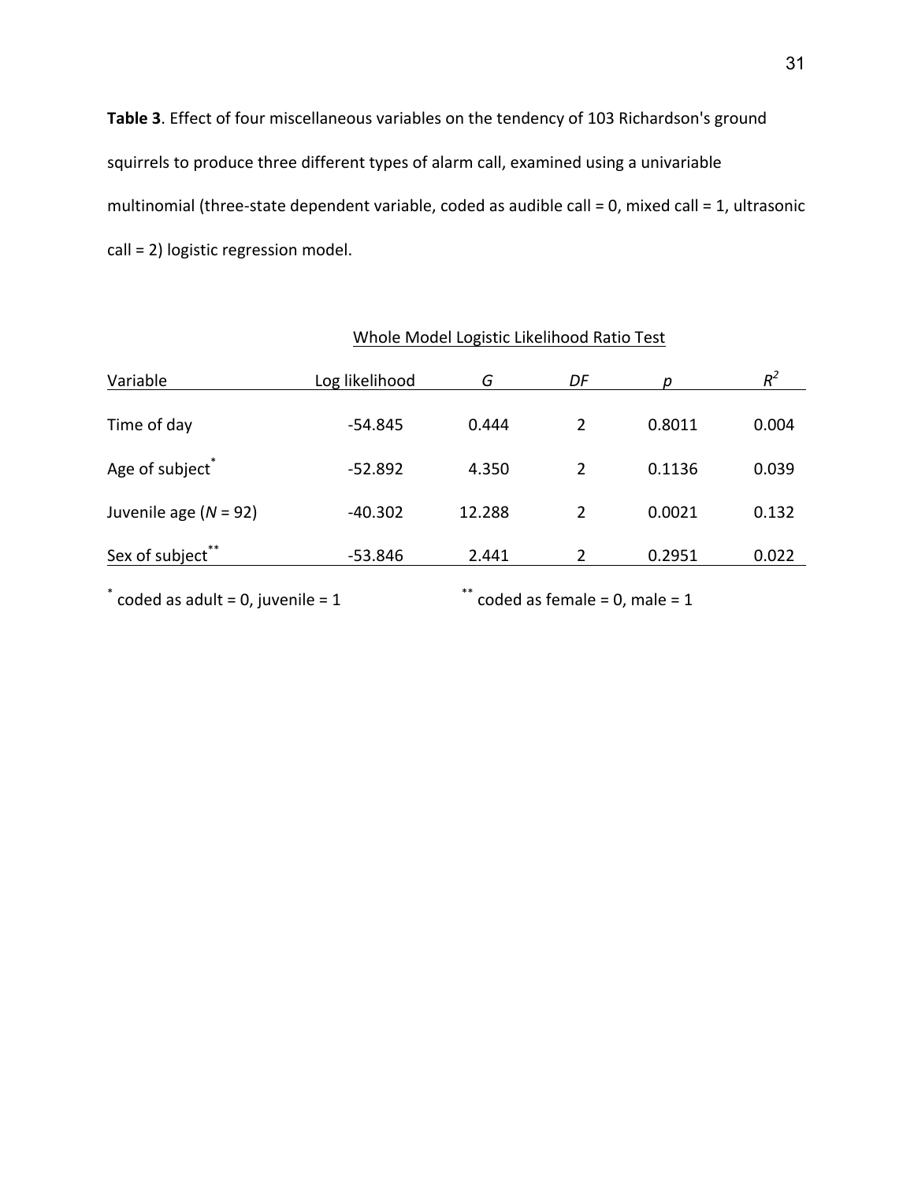**Table 3**. Effect of four miscellaneous variables on the tendency of 103 Richardson's ground squirrels to produce three different types of alarm call, examined using a univariable multinomial (three-state dependent variable, coded as audible call = 0, mixed call = 1, ultrasonic call = 2) logistic regression model.

| | Whole Model Logistic Likelihood Ratio Test | | | | |
|---|---|---|---|---|---|
| Variable | Log likelihood | *G* | *DF* | *p* | $R^2$ |
| Time of day | -54.845 | 0.444 | 2 | 0.8011 | 0.004 |
| Age of subject* | -52.892 | 4.350 | 2 | 0.1136 | 0.039 |
| Juvenile age (*N* = 92) | -40.302 | 12.288 | 2 | 0.0021 | 0.132 |
| Sex of subject** | -53.846 | 2.441 | 2 | 0.2951 | 0.022 |

\* coded as adult = 0, juvenile = 1

** coded as female = 0, male = 1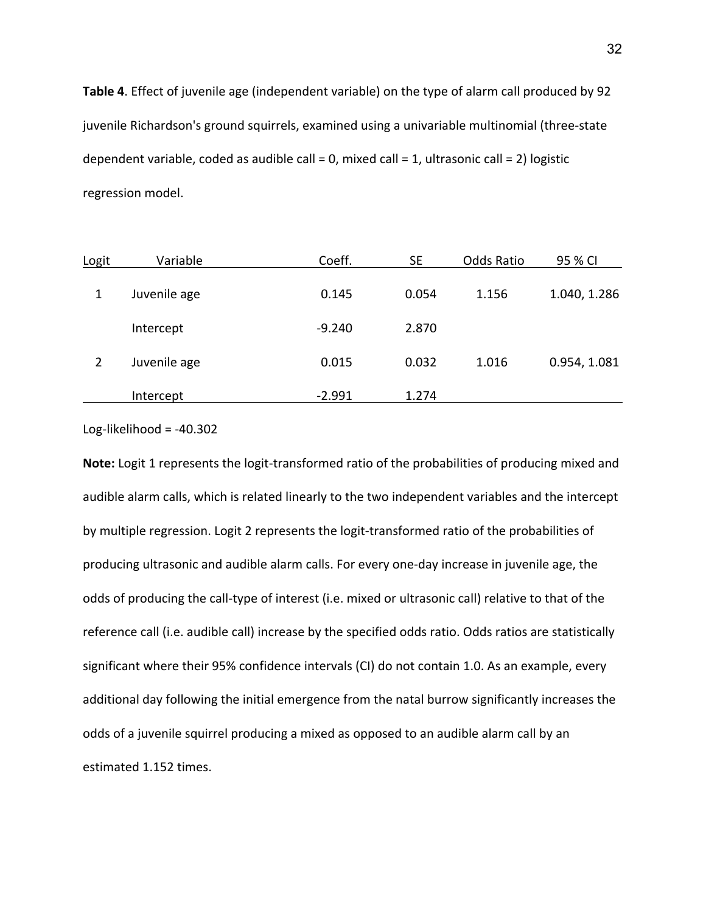**Table 4**. Effect of juvenile age (independent variable) on the type of alarm call produced by 92 juvenile Richardson's ground squirrels, examined using a univariable multinomial (three-state dependent variable, coded as audible call = 0, mixed call = 1, ultrasonic call = 2) logistic regression model.

| Logit | Variable | Coeff. | SE | Odds Ratio | 95 % CI |
|---|---|---|---|---|---|
| 1 | Juvenile age | 0.145 | 0.054 | 1.156 | 1.040, 1.286 |
| | Intercept | -9.240 | 2.870 | | |
| 2 | Juvenile age | 0.015 | 0.032 | 1.016 | 0.954, 1.081 |
| | Intercept | -2.991 | 1.274 | | |

Log-likelihood = -40.302

**Note:** Logit 1 represents the logit-transformed ratio of the probabilities of producing mixed and audible alarm calls, which is related linearly to the two independent variables and the intercept by multiple regression. Logit 2 represents the logit-transformed ratio of the probabilities of producing ultrasonic and audible alarm calls. For every one-day increase in juvenile age, the odds of producing the call-type of interest (i.e. mixed or ultrasonic call) relative to that of the reference call (i.e. audible call) increase by the specified odds ratio. Odds ratios are statistically significant where their 95% confidence intervals (CI) do not contain 1.0. As an example, every additional day following the initial emergence from the natal burrow significantly increases the odds of a juvenile squirrel producing a mixed as opposed to an audible alarm call by an estimated 1.152 times.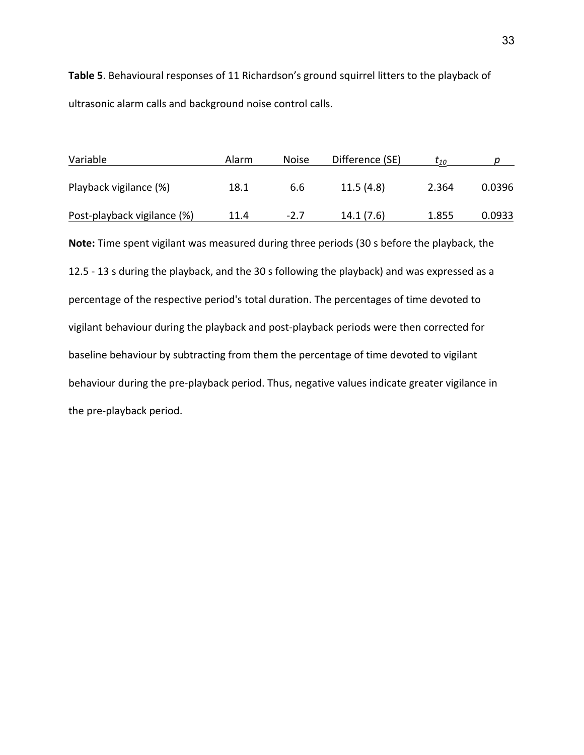**Table 5**. Behavioural responses of 11 Richardson's ground squirrel litters to the playback of ultrasonic alarm calls and background noise control calls.

| Variable | Alarm | Noise | Difference (SE) | $t_{10}$ | *p* |
|---|---|---|---|---|---|
| Playback vigilance (%) | 18.1 | 6.6 | 11.5 (4.8) | 2.364 | 0.0396 |
| Post-playback vigilance (%) | 11.4 | -2.7 | 14.1 (7.6) | 1.855 | 0.0933 |

**Note:** Time spent vigilant was measured during three periods (30 s before the playback, the 12.5 - 13 s during the playback, and the 30 s following the playback) and was expressed as a percentage of the respective period's total duration. The percentages of time devoted to vigilant behaviour during the playback and post-playback periods were then corrected for baseline behaviour by subtracting from them the percentage of time devoted to vigilant behaviour during the pre-playback period. Thus, negative values indicate greater vigilance in the pre-playback period.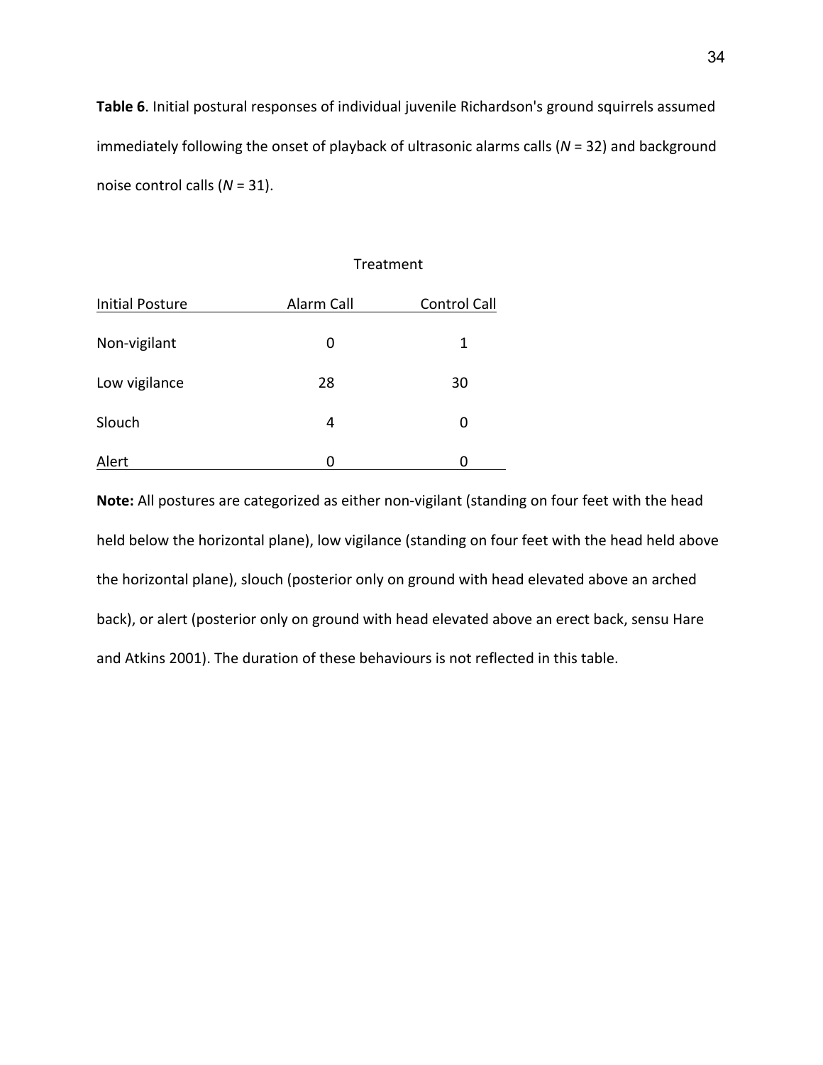**Table 6**. Initial postural responses of individual juvenile Richardson's ground squirrels assumed immediately following the onset of playback of ultrasonic alarms calls (*N* = 32) and background noise control calls (*N* = 31).

| | Treatment | |
|---|---|---|
| Initial Posture | Alarm Call | Control Call |
| Non-vigilant | 0 | 1 |
| Low vigilance | 28 | 30 |
| Slouch | 4 | 0 |
| Alert | 0 | 0 |

**Note:** All postures are categorized as either non-vigilant (standing on four feet with the head held below the horizontal plane), low vigilance (standing on four feet with the head held above the horizontal plane), slouch (posterior only on ground with head elevated above an arched back), or alert (posterior only on ground with head elevated above an erect back, sensu Hare and Atkins 2001). The duration of these behaviours is not reflected in this table.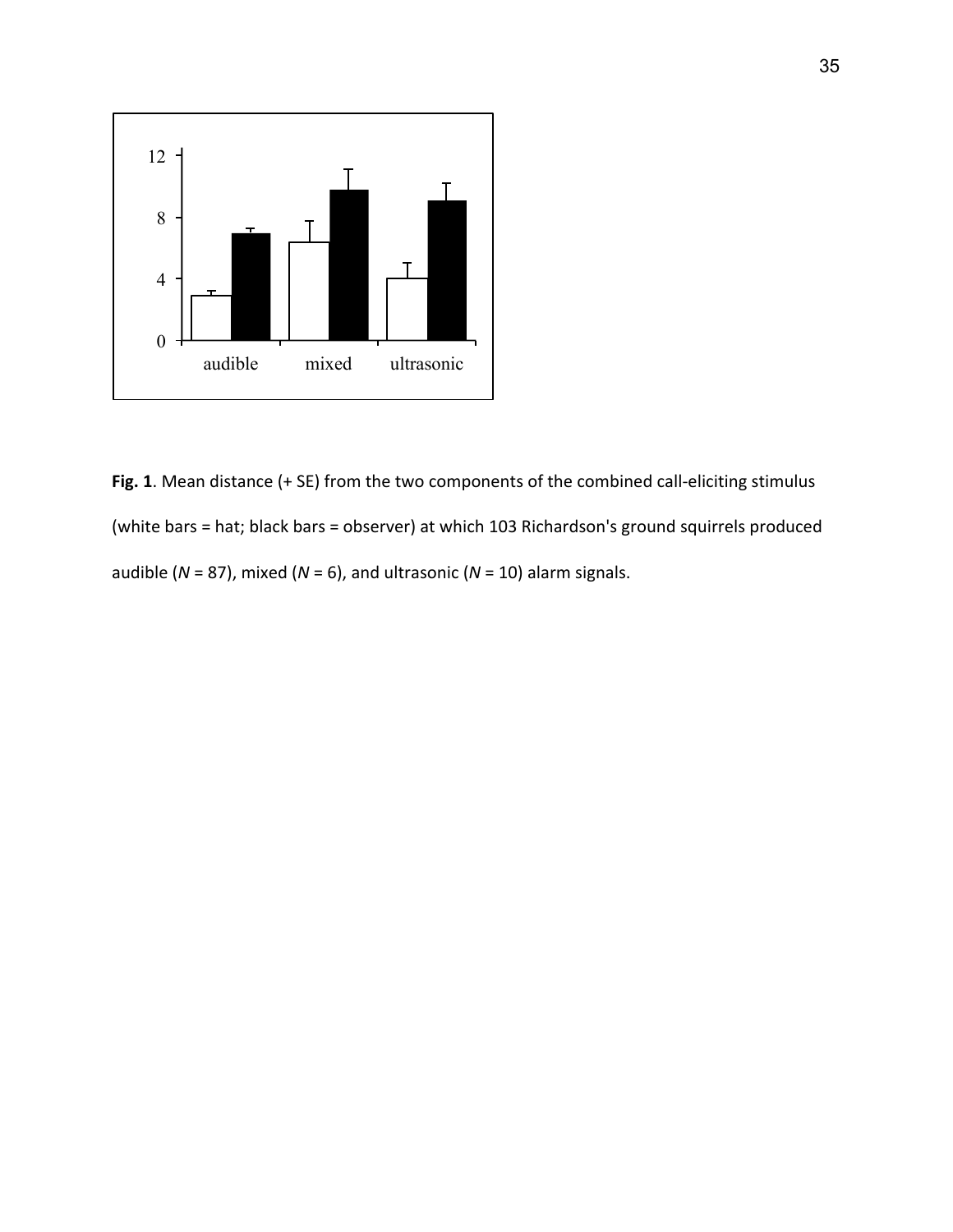12

8

4

0

audible

mixed

ultrasonic

**Fig. 1**. Mean distance (+ SE) from the two components of the combined call-eliciting stimulus (white bars = hat; black bars = observer) at which 103 Richardson's ground squirrels produced audible (*N* = 87), mixed (*N* = 6), and ultrasonic (*N* = 10) alarm signals.